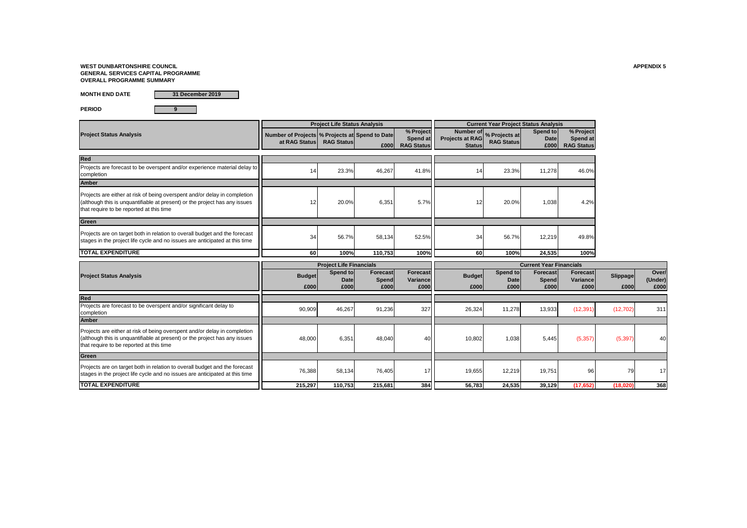**WEST DUNBARTONSHIRE COUNCIL**
**GENERAL SERVICES CAPITAL PROGRAMME**
**OVERALL PROGRAMME SUMMARY**

**APPENDIX 5**

**MONTH END DATE** 31 December 2019

**PERIOD** 9

| Project Status Analysis | Project Life Status Analysis | | | | Current Year Project Status Analysis | | | |
|---|---|---|---|---|---|---|---|---|
| | Number of Projects at RAG Status | % Projects at RAG Status | Spend to Date £000 | % Project Spend at RAG Status | Number of Projects at RAG Status | % Projects at RAG Status | Spend to Date £000 | % Project Spend at RAG Status |
| **Red** | | | | | | | | |
| Projects are forecast to be overspent and/or experience material delay to completion | 14 | 23.3% | 46,267 | 41.8% | 14 | 23.3% | 11,278 | 46.0% |
| **Amber** | | | | | | | | |
| Projects are either at risk of being overspent and/or delay in completion (although this is unquantifiable at present) or the project has any issues that require to be reported at this time | 12 | 20.0% | 6,351 | 5.7% | 12 | 20.0% | 1,038 | 4.2% |
| **Green** | | | | | | | | |
| Projects are on target both in relation to overall budget and the forecast stages in the project life cycle and no issues are anticipated at this time | 34 | 56.7% | 58,134 | 52.5% | 34 | 56.7% | 12,219 | 49.8% |
| **TOTAL EXPENDITURE** | **60** | **100%** | **110,753** | **100%** | **60** | **100%** | **24,535** | **100%** |

| Project Status Analysis | Project Life Financials | | | | Current Year Financials | | | | | |
|---|---|---|---|---|---|---|---|---|---|---|
| | Budget £000 | Spend to Date £000 | Forecast Spend £000 | Forecast Variance £000 | Budget £000 | Spend to Date £000 | Forecast Spend £000 | Forecast Variance £000 | Slippage £000 | Over/ (Under) £000 |
| **Red** | | | | | | | | | | |
| Projects are forecast to be overspent and/or significant delay to completion | 90,909 | 46,267 | 91,236 | 327 | 26,324 | 11,278 | 13,933 | (12,391) | (12,702) | 311 |
| **Amber** | | | | | | | | | | |
| Projects are either at risk of being overspent and/or delay in completion (although this is unquantifiable at present) or the project has any issues that require to be reported at this time | 48,000 | 6,351 | 48,040 | 40 | 10,802 | 1,038 | 5,445 | (5,357) | (5,397) | 40 |
| **Green** | | | | | | | | | | |
| Projects are on target both in relation to overall budget and the forecast stages in the project life cycle and no issues are anticipated at this time | 76,388 | 58,134 | 76,405 | 17 | 19,655 | 12,219 | 19,751 | 96 | 79 | 17 |
| **TOTAL EXPENDITURE** | **215,297** | **110,753** | **215,681** | **384** | **56,783** | **24,535** | **39,129** | **(17,652)** | **(18,020)** | **368** |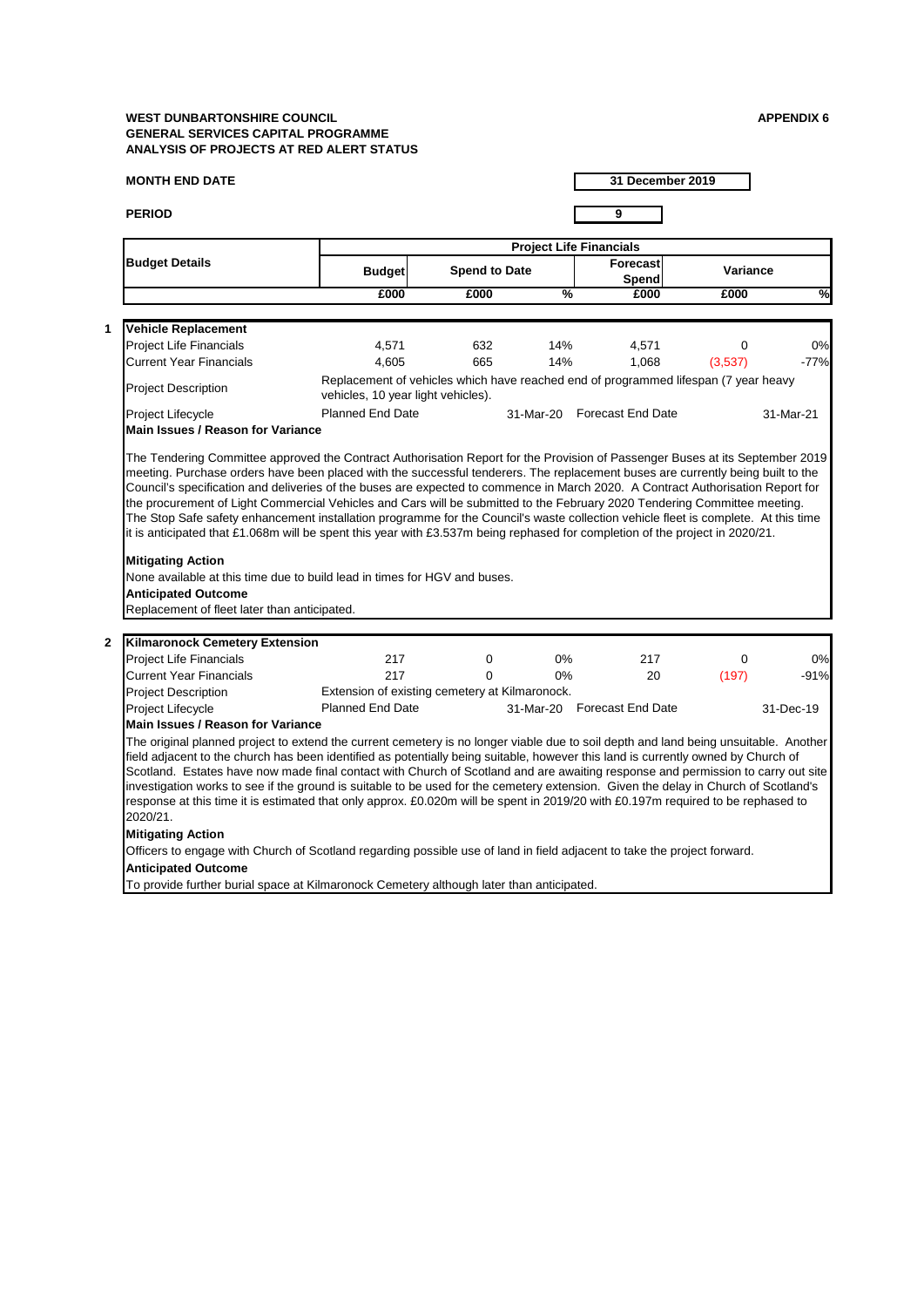**WEST DUNBARTONSHIRE COUNCIL**
**GENERAL SERVICES CAPITAL PROGRAMME**
**ANALYSIS OF PROJECTS AT RED ALERT STATUS**

**APPENDIX 6**

**MONTH END DATE** 31 December 2019

**PERIOD** 9

| Budget Details | Project Life Financials | | | | | |
|---|---|---|---|---|---|---|
| | Budget | Spend to Date | | Forecast Spend | Variance | |
| | £000 | £000 | % | £000 | £000 | % |

**1 Vehicle Replacement**

| | Budget £000 | Spend to Date £000 | % | Forecast Spend £000 | Variance £000 | % |
|---|---|---|---|---|---|---|
| Project Life Financials | 4,571 | 632 | 14% | 4,571 | 0 | 0% |
| Current Year Financials | 4,605 | 665 | 14% | 1,068 | (3,537) | -77% |

Project Description: Replacement of vehicles which have reached end of programmed lifespan (7 year heavy vehicles, 10 year light vehicles).

Project Lifecycle: Planned End Date 31-Mar-20 | Forecast End Date 31-Mar-21

**Main Issues / Reason for Variance**

The Tendering Committee approved the Contract Authorisation Report for the Provision of Passenger Buses at its September 2019 meeting. Purchase orders have been placed with the successful tenderers. The replacement buses are currently being built to the Council's specification and deliveries of the buses are expected to commence in March 2020. A Contract Authorisation Report for the procurement of Light Commercial Vehicles and Cars will be submitted to the February 2020 Tendering Committee meeting. The Stop Safe safety enhancement installation programme for the Council's waste collection vehicle fleet is complete. At this time it is anticipated that £1.068m will be spent this year with £3.537m being rephased for completion of the project in 2020/21.

**Mitigating Action**

None available at this time due to build lead in times for HGV and buses.

**Anticipated Outcome**

Replacement of fleet later than anticipated.

**2 Kilmaronock Cemetery Extension**

| | Budget £000 | Spend to Date £000 | % | Forecast Spend £000 | Variance £000 | % |
|---|---|---|---|---|---|---|
| Project Life Financials | 217 | 0 | 0% | 217 | 0 | 0% |
| Current Year Financials | 217 | 0 | 0% | 20 | (197) | -91% |

Project Description: Extension of existing cemetery at Kilmaronock.

Project Lifecycle: Planned End Date 31-Mar-20 | Forecast End Date 31-Dec-19

**Main Issues / Reason for Variance**

The original planned project to extend the current cemetery is no longer viable due to soil depth and land being unsuitable. Another field adjacent to the church has been identified as potentially being suitable, however this land is currently owned by Church of Scotland. Estates have now made final contact with Church of Scotland and are awaiting response and permission to carry out site investigation works to see if the ground is suitable to be used for the cemetery extension. Given the delay in Church of Scotland's response at this time it is estimated that only approx. £0.020m will be spent in 2019/20 with £0.197m required to be rephased to 2020/21.

**Mitigating Action**

Officers to engage with Church of Scotland regarding possible use of land in field adjacent to take the project forward.

**Anticipated Outcome**

To provide further burial space at Kilmaronock Cemetery although later than anticipated.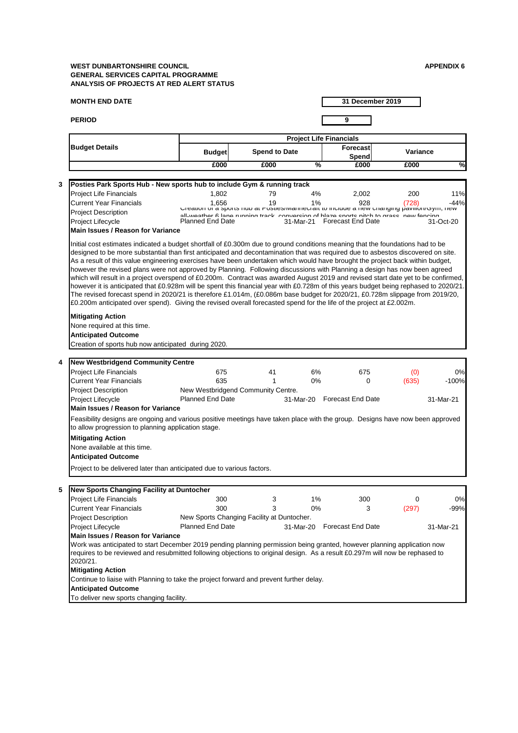**WEST DUNBARTONSHIRE COUNCIL**
**GENERAL SERVICES CAPITAL PROGRAMME**
**ANALYSIS OF PROJECTS AT RED ALERT STATUS**

**APPENDIX 6**

**MONTH END DATE** | **31 December 2019**

**PERIOD** | **9**

| Budget Details | Project Life Financials | | | | | |
|---|---|---|---|---|---|---|
| | Budget | Spend to Date | | Forecast Spend | Variance | |
| | £000 | £000 | % | £000 | £000 | % |

**3 Posties Park Sports Hub - New sports hub to include Gym & running track**

| | | | | | | |
|---|---|---|---|---|---|---|
| Project Life Financials | 1,802 | 79 | 4% | 2,002 | 200 | 11% |
| Current Year Financials | 1,656 | 19 | 1% | 928 | (728) | -44% |
| Project Description | Creation of a sports hub at Posties/Mannecraft to include a new changing pavilion/Gym, new all-weather 6 lane running track, conversion of blaze sports pitch to grass, new fencing | | | | | |
| Project Lifecycle | Planned End Date | | 31-Mar-21 | Forecast End Date | | 31-Oct-20 |

**Main Issues / Reason for Variance**

Initial cost estimates indicated a budget shortfall of £0.300m due to ground conditions meaning that the foundations had to be designed to be more substantial than first anticipated and decontamination that was required due to asbestos discovered on site. As a result of this value engineering exercises have been undertaken which would have brought the project back within budget, however the revised plans were not approved by Planning. Following discussions with Planning a design has now been agreed which will result in a project overspend of £0.200m. Contract was awarded August 2019 and revised start date yet to be confirmed, however it is anticipated that £0.928m will be spent this financial year with £0.728m of this years budget being rephased to 2020/21. The revised forecast spend in 2020/21 is therefore £1.014m, (£0.086m base budget for 2020/21, £0.728m slippage from 2019/20, £0.200m anticipated over spend). Giving the revised overall forecasted spend for the life of the project at £2.002m.

**Mitigating Action**

None required at this time.

**Anticipated Outcome**

Creation of sports hub now anticipated during 2020.

**4 New Westbridgend Community Centre**

| | | | | | | |
|---|---|---|---|---|---|---|
| Project Life Financials | 675 | 41 | 6% | 675 | (0) | 0% |
| Current Year Financials | 635 | 1 | 0% | 0 | (635) | -100% |
| Project Description | New Westbridgend Community Centre. | | | | | |
| Project Lifecycle | Planned End Date | | 31-Mar-20 | Forecast End Date | | 31-Mar-21 |

**Main Issues / Reason for Variance**

Feasibility designs are ongoing and various positive meetings have taken place with the group. Designs have now been approved to allow progression to planning application stage.

**Mitigating Action**

None available at this time.

**Anticipated Outcome**

Project to be delivered later than anticipated due to various factors.

**5 New Sports Changing Facility at Duntocher**

| | | | | | | |
|---|---|---|---|---|---|---|
| Project Life Financials | 300 | 3 | 1% | 300 | 0 | 0% |
| Current Year Financials | 300 | 3 | 0% | 3 | (297) | -99% |
| Project Description | New Sports Changing Facility at Duntocher. | | | | | |
| Project Lifecycle | Planned End Date | | 31-Mar-20 | Forecast End Date | | 31-Mar-21 |

**Main Issues / Reason for Variance**

Work was anticipated to start December 2019 pending planning permission being granted, however planning application now requires to be reviewed and resubmitted following objections to original design. As a result £0.297m will now be rephased to 2020/21.

**Mitigating Action**

Continue to liaise with Planning to take the project forward and prevent further delay.

**Anticipated Outcome**

To deliver new sports changing facility.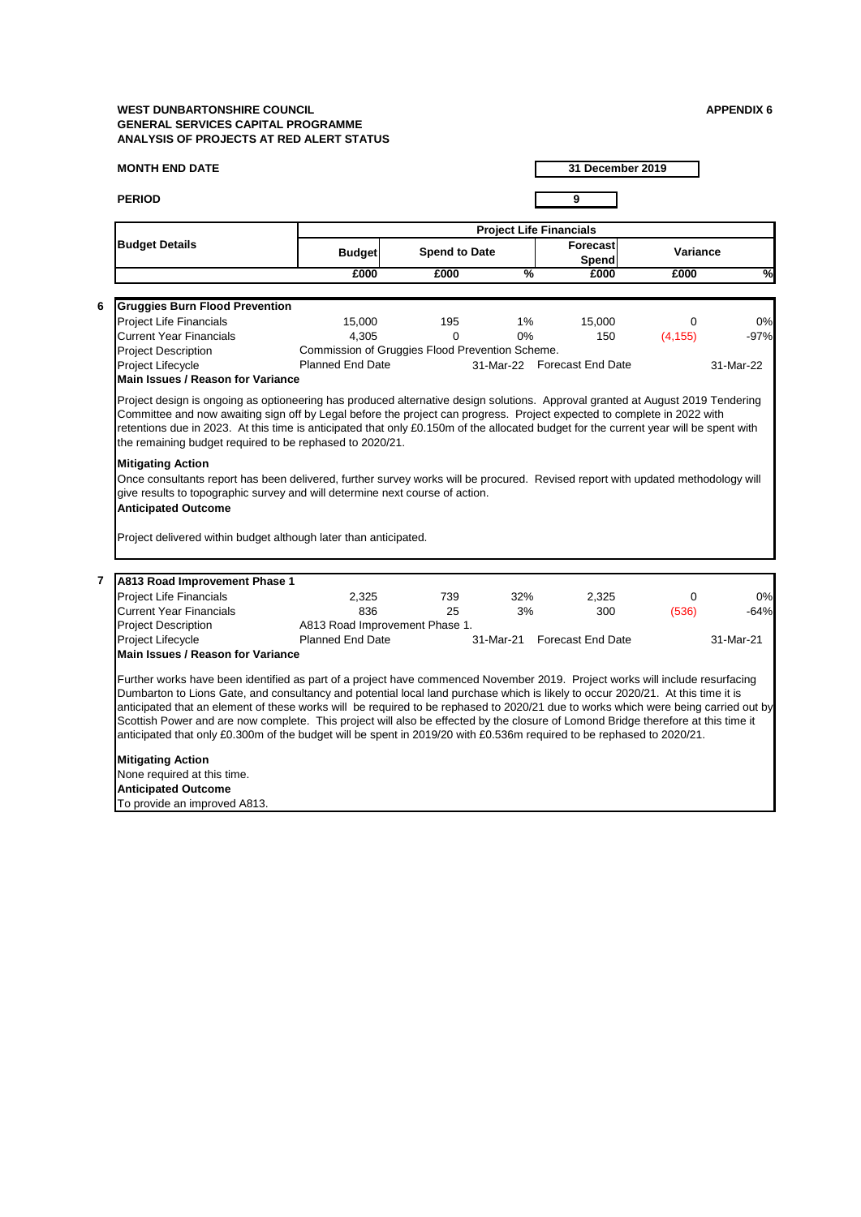**WEST DUNBARTONSHIRE COUNCIL**
**GENERAL SERVICES CAPITAL PROGRAMME**
**ANALYSIS OF PROJECTS AT RED ALERT STATUS**

**APPENDIX 6**

**MONTH END DATE** 31 December 2019

**PERIOD** 9

| Budget Details | Project Life Financials | | | | | |
|---|---|---|---|---|---|---|
| | Budget | Spend to Date | | Forecast Spend | Variance | |
| | £000 | £000 | % | £000 | £000 | % |

**6 Gruggies Burn Flood Prevention**

| | | | | | | |
|---|---|---|---|---|---|---|
| Project Life Financials | 15,000 | 195 | 1% | 15,000 | 0 | 0% |
| Current Year Financials | 4,305 | 0 | 0% | 150 | (4,155) | -97% |
| Project Description | Commission of Gruggies Flood Prevention Scheme. | | | | | |
| Project Lifecycle | Planned End Date | | 31-Mar-22 | Forecast End Date | | 31-Mar-22 |

**Main Issues / Reason for Variance**

Project design is ongoing as optioneering has produced alternative design solutions. Approval granted at August 2019 Tendering Committee and now awaiting sign off by Legal before the project can progress. Project expected to complete in 2022 with retentions due in 2023. At this time is anticipated that only £0.150m of the allocated budget for the current year will be spent with the remaining budget required to be rephased to 2020/21.

**Mitigating Action**

Once consultants report has been delivered, further survey works will be procured. Revised report with updated methodology will give results to topographic survey and will determine next course of action.

**Anticipated Outcome**

Project delivered within budget although later than anticipated.

**7 A813 Road Improvement Phase 1**

| | | | | | | |
|---|---|---|---|---|---|---|
| Project Life Financials | 2,325 | 739 | 32% | 2,325 | 0 | 0% |
| Current Year Financials | 836 | 25 | 3% | 300 | (536) | -64% |
| Project Description | A813 Road Improvement Phase 1. | | | | | |
| Project Lifecycle | Planned End Date | | 31-Mar-21 | Forecast End Date | | 31-Mar-21 |

**Main Issues / Reason for Variance**

Further works have been identified as part of a project have commenced November 2019. Project works will include resurfacing Dumbarton to Lions Gate, and consultancy and potential local land purchase which is likely to occur 2020/21. At this time it is anticipated that an element of these works will be required to be rephased to 2020/21 due to works which were being carried out by Scottish Power and are now complete. This project will also be effected by the closure of Lomond Bridge therefore at this time it anticipated that only £0.300m of the budget will be spent in 2019/20 with £0.536m required to be rephased to 2020/21.

**Mitigating Action**

None required at this time.

**Anticipated Outcome**

To provide an improved A813.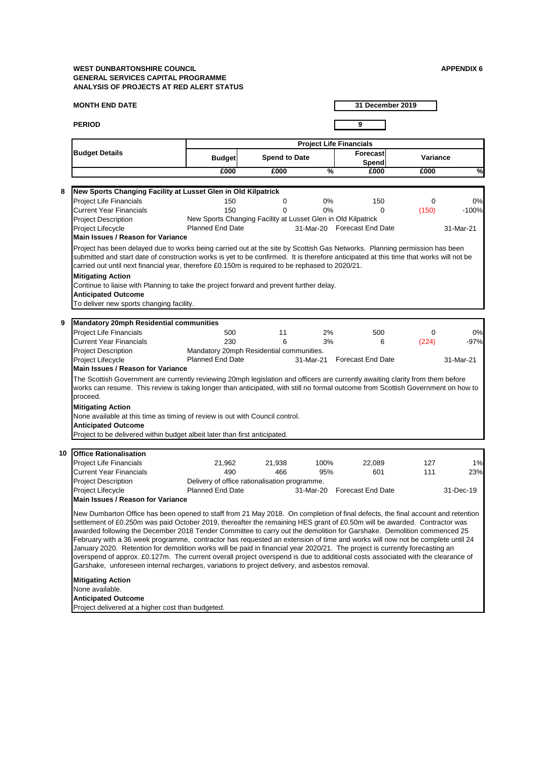**WEST DUNBARTONSHIRE COUNCIL**
**GENERAL SERVICES CAPITAL PROGRAMME**
**ANALYSIS OF PROJECTS AT RED ALERT STATUS**

**APPENDIX 6**

**MONTH END DATE** — **31 December 2019**

**PERIOD** — **9**

| | Budget Details | Project Life Financials | | | | | |
|---|---|---|---|---|---|---|---|
| | | Budget | Spend to Date | | Forecast Spend | Variance | |
| | | £000 | £000 | % | £000 | £000 | % |
| **8** | **New Sports Changing Facility at Lusset Glen in Old Kilpatrick** | | | | | | |
| | Project Life Financials | 150 | 0 | 0% | 150 | 0 | 0% |
| | Current Year Financials | 150 | 0 | 0% | 0 | (150) | -100% |
| | Project Description | New Sports Changing Facility at Lusset Glen in Old Kilpatrick | | | | | |
| | Project Lifecycle | Planned End Date | | 31-Mar-20 | Forecast End Date | | 31-Mar-21 |

**Main Issues / Reason for Variance**

Project has been delayed due to works being carried out at the site by Scottish Gas Networks. Planning permission has been submitted and start date of construction works is yet to be confirmed. It is therefore anticipated at this time that works will not be carried out until next financial year, therefore £0.150m is required to be rephased to 2020/21.

**Mitigating Action**

Continue to liaise with Planning to take the project forward and prevent further delay.

**Anticipated Outcome**

To deliver new sports changing facility.

| | Budget Details | Budget | Spend to Date | % | Forecast Spend | Variance | % |
|---|---|---|---|---|---|---|---|
| **9** | **Mandatory 20mph Residential communities** | | | | | | |
| | Project Life Financials | 500 | 11 | 2% | 500 | 0 | 0% |
| | Current Year Financials | 230 | 6 | 3% | 6 | (224) | -97% |
| | Project Description | Mandatory 20mph Residential communities. | | | | | |
| | Project Lifecycle | Planned End Date | | 31-Mar-21 | Forecast End Date | | 31-Mar-21 |

**Main Issues / Reason for Variance**

The Scottish Government are currently reviewing 20mph legislation and officers are currently awaiting clarity from them before works can resume. This review is taking longer than anticipated, with still no formal outcome from Scottish Government on how to proceed.

**Mitigating Action**

None available at this time as timing of review is out with Council control.

**Anticipated Outcome**

Project to be delivered within budget albeit later than first anticipated.

| | Budget Details | Budget | Spend to Date | % | Forecast Spend | Variance | % |
|---|---|---|---|---|---|---|---|
| **10** | **Office Rationalisation** | | | | | | |
| | Project Life Financials | 21,962 | 21,938 | 100% | 22,089 | 127 | 1% |
| | Current Year Financials | 490 | 466 | 95% | 601 | 111 | 23% |
| | Project Description | Delivery of office rationalisation programme. | | | | | |
| | Project Lifecycle | Planned End Date | | 31-Mar-20 | Forecast End Date | | 31-Dec-19 |

**Main Issues / Reason for Variance**

New Dumbarton Office has been opened to staff from 21 May 2018. On completion of final defects, the final account and retention settlement of £0.250m was paid October 2019, thereafter the remaining HES grant of £0.50m will be awarded. Contractor was awarded following the December 2018 Tender Committee to carry out the demolition for Garshake. Demolition commenced 25 February with a 36 week programme, contractor has requested an extension of time and works will now not be complete until 24 January 2020. Retention for demolition works will be paid in financial year 2020/21. The project is currently forecasting an overspend of approx. £0.127m. The current overall project overspend is due to additional costs associated with the clearance of Garshake, unforeseen internal recharges, variations to project delivery, and asbestos removal.

**Mitigating Action**

None available.

**Anticipated Outcome**

Project delivered at a higher cost than budgeted.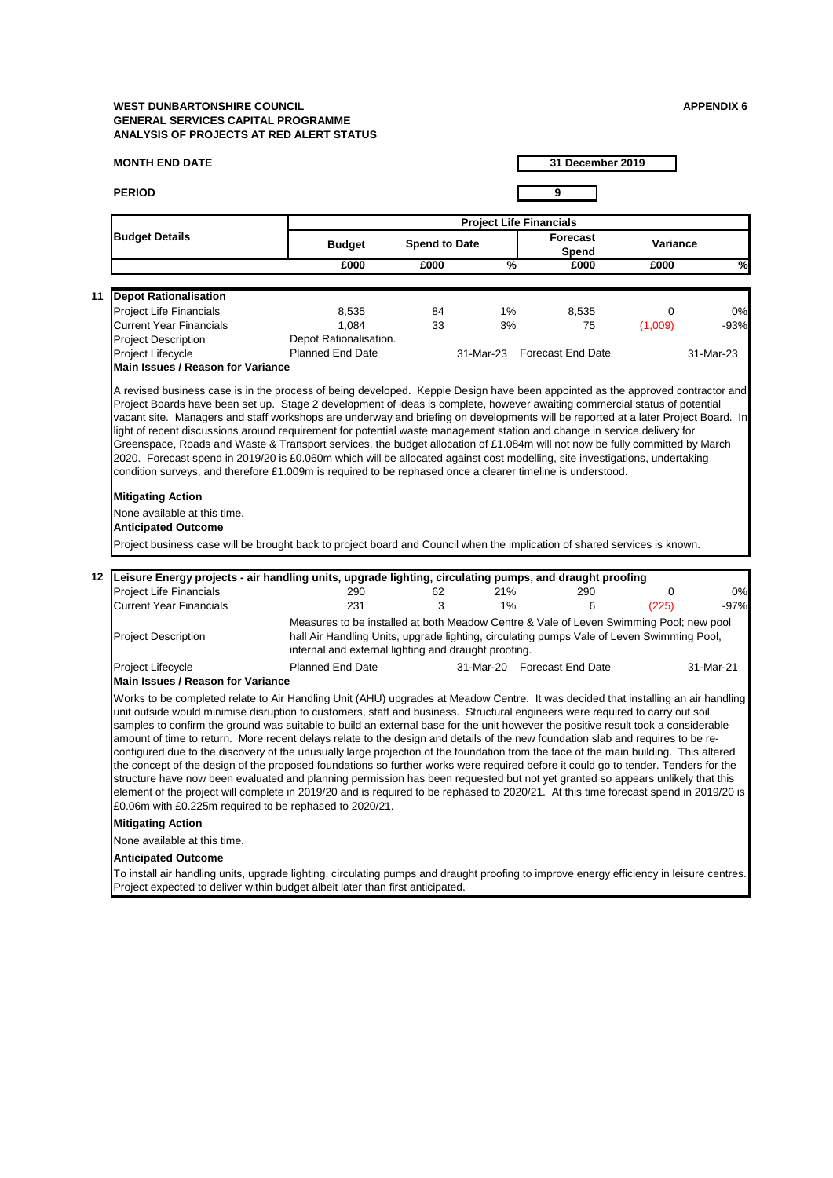**WEST DUNBARTONSHIRE COUNCIL**
**GENERAL SERVICES CAPITAL PROGRAMME**
**ANALYSIS OF PROJECTS AT RED ALERT STATUS**

**APPENDIX 6**

**MONTH END DATE** 31 December 2019

**PERIOD** 9

| Budget Details | Project Life Financials | | | | | |
|---|---|---|---|---|---|---|
| | Budget | Spend to Date | | Forecast Spend | Variance | |
| | £000 | £000 | % | £000 | £000 | % |

**11 Depot Rationalisation**

| | | | | | | |
|---|---|---|---|---|---|---|
| Project Life Financials | 8,535 | 84 | 1% | 8,535 | 0 | 0% |
| Current Year Financials | 1,084 | 33 | 3% | 75 | (1,009) | -93% |
| Project Description | Depot Rationalisation. | | | | | |
| Project Lifecycle | Planned End Date | | 31-Mar-23 | Forecast End Date | | 31-Mar-23 |

**Main Issues / Reason for Variance**

A revised business case is in the process of being developed. Keppie Design have been appointed as the approved contractor and Project Boards have been set up. Stage 2 development of ideas is complete, however awaiting commercial status of potential vacant site. Managers and staff workshops are underway and briefing on developments will be reported at a later Project Board. In light of recent discussions around requirement for potential waste management station and change in service delivery for Greenspace, Roads and Waste & Transport services, the budget allocation of £1.084m will not now be fully committed by March 2020. Forecast spend in 2019/20 is £0.060m which will be allocated against cost modelling, site investigations, undertaking condition surveys, and therefore £1.009m is required to be rephased once a clearer timeline is understood.

**Mitigating Action**

None available at this time.

**Anticipated Outcome**

Project business case will be brought back to project board and Council when the implication of shared services is known.

**12 Leisure Energy projects - air handling units, upgrade lighting, circulating pumps, and draught proofing**

| | | | | | | |
|---|---|---|---|---|---|---|
| Project Life Financials | 290 | 62 | 21% | 290 | 0 | 0% |
| Current Year Financials | 231 | 3 | 1% | 6 | (225) | -97% |
| Project Description | Measures to be installed at both Meadow Centre & Vale of Leven Swimming Pool; new pool hall Air Handling Units, upgrade lighting, circulating pumps Vale of Leven Swimming Pool, internal and external lighting and draught proofing. | | | | | |
| Project Lifecycle | Planned End Date | | 31-Mar-20 | Forecast End Date | | 31-Mar-21 |

**Main Issues / Reason for Variance**

Works to be completed relate to Air Handling Unit (AHU) upgrades at Meadow Centre. It was decided that installing an air handling unit outside would minimise disruption to customers, staff and business. Structural engineers were required to carry out soil samples to confirm the ground was suitable to build an external base for the unit however the positive result took a considerable amount of time to return. More recent delays relate to the design and details of the new foundation slab and requires to be re-configured due to the discovery of the unusually large projection of the foundation from the face of the main building. This altered the concept of the design of the proposed foundations so further works were required before it could go to tender. Tenders for the structure have now been evaluated and planning permission has been requested but not yet granted so appears unlikely that this element of the project will complete in 2019/20 and is required to be rephased to 2020/21. At this time forecast spend in 2019/20 is £0.06m with £0.225m required to be rephased to 2020/21.

**Mitigating Action**

None available at this time.

**Anticipated Outcome**

To install air handling units, upgrade lighting, circulating pumps and draught proofing to improve energy efficiency in leisure centres. Project expected to deliver within budget albeit later than first anticipated.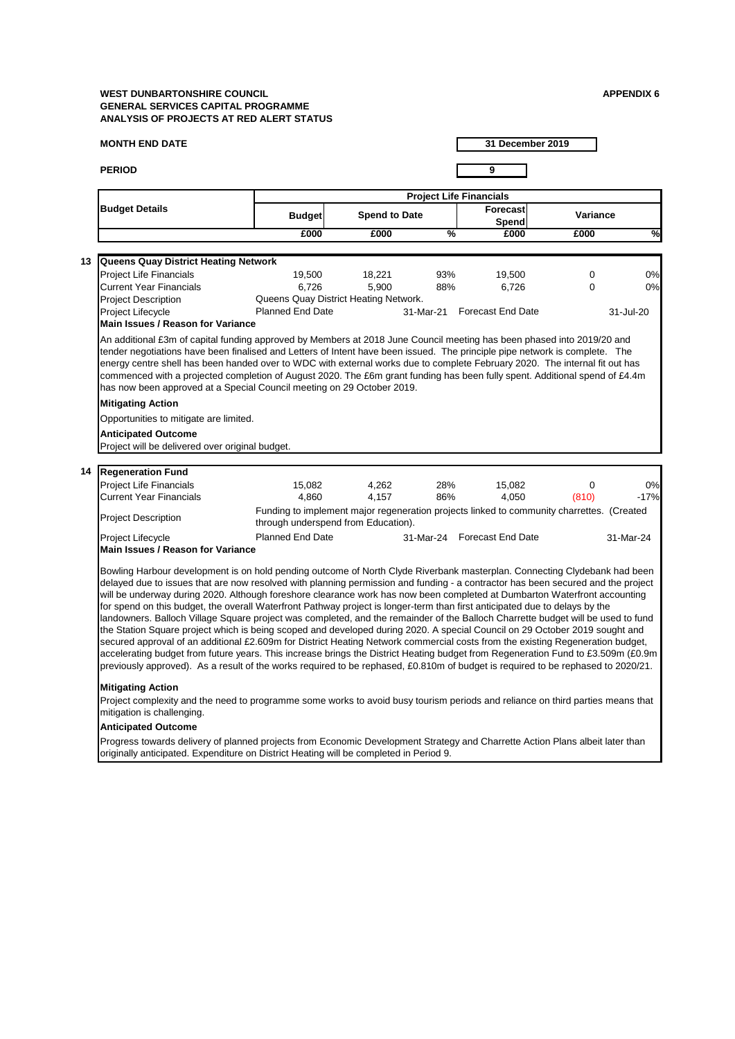**WEST DUNBARTONSHIRE COUNCIL**
**GENERAL SERVICES CAPITAL PROGRAMME**
**ANALYSIS OF PROJECTS AT RED ALERT STATUS**

**APPENDIX 6**

**MONTH END DATE** 31 December 2019

**PERIOD** 9

| | Budget Details | Project Life Financials | | | | | |
|---|---|---|---|---|---|---|---|
| | | Budget | Spend to Date | | Forecast Spend | Variance | |
| | | £000 | £000 | % | £000 | £000 | % |
| **13** | **Queens Quay District Heating Network** | | | | | | |
| | Project Life Financials | 19,500 | 18,221 | 93% | 19,500 | 0 | 0% |
| | Current Year Financials | 6,726 | 5,900 | 88% | 6,726 | 0 | 0% |
| | Project Description | Queens Quay District Heating Network. | | | | | |
| | Project Lifecycle | Planned End Date | | 31-Mar-21 | Forecast End Date | | 31-Jul-20 |

**Main Issues / Reason for Variance**

An additional £3m of capital funding approved by Members at 2018 June Council meeting has been phased into 2019/20 and tender negotiations have been finalised and Letters of Intent have been issued. The principle pipe network is complete. The energy centre shell has been handed over to WDC with external works due to complete February 2020. The internal fit out has commenced with a projected completion of August 2020. The £6m grant funding has been fully spent. Additional spend of £4.4m has now been approved at a Special Council meeting on 29 October 2019.

**Mitigating Action**

Opportunities to mitigate are limited.

**Anticipated Outcome**

Project will be delivered over original budget.

| | Budget Details | Budget | Spend to Date | % | Forecast Spend | Variance | % |
|---|---|---|---|---|---|---|---|
| **14** | **Regeneration Fund** | | | | | | |
| | Project Life Financials | 15,082 | 4,262 | 28% | 15,082 | 0 | 0% |
| | Current Year Financials | 4,860 | 4,157 | 86% | 4,050 | (810) | -17% |
| | Project Description | Funding to implement major regeneration projects linked to community charrettes. (Created through underspend from Education). | | | | | |
| | Project Lifecycle | Planned End Date | | 31-Mar-24 | Forecast End Date | | 31-Mar-24 |

**Main Issues / Reason for Variance**

Bowling Harbour development is on hold pending outcome of North Clyde Riverbank masterplan. Connecting Clydebank had been delayed due to issues that are now resolved with planning permission and funding - a contractor has been secured and the project will be underway during 2020. Although foreshore clearance work has now been completed at Dumbarton Waterfront accounting for spend on this budget, the overall Waterfront Pathway project is longer-term than first anticipated due to delays by the landowners. Balloch Village Square project was completed, and the remainder of the Balloch Charrette budget will be used to fund the Station Square project which is being scoped and developed during 2020. A special Council on 29 October 2019 sought and secured approval of an additional £2.609m for District Heating Network commercial costs from the existing Regeneration budget, accelerating budget from future years. This increase brings the District Heating budget from Regeneration Fund to £3.509m (£0.9m previously approved). As a result of the works required to be rephased, £0.810m of budget is required to be rephased to 2020/21.

**Mitigating Action**

Project complexity and the need to programme some works to avoid busy tourism periods and reliance on third parties means that mitigation is challenging.

**Anticipated Outcome**

Progress towards delivery of planned projects from Economic Development Strategy and Charrette Action Plans albeit later than originally anticipated. Expenditure on District Heating will be completed in Period 9.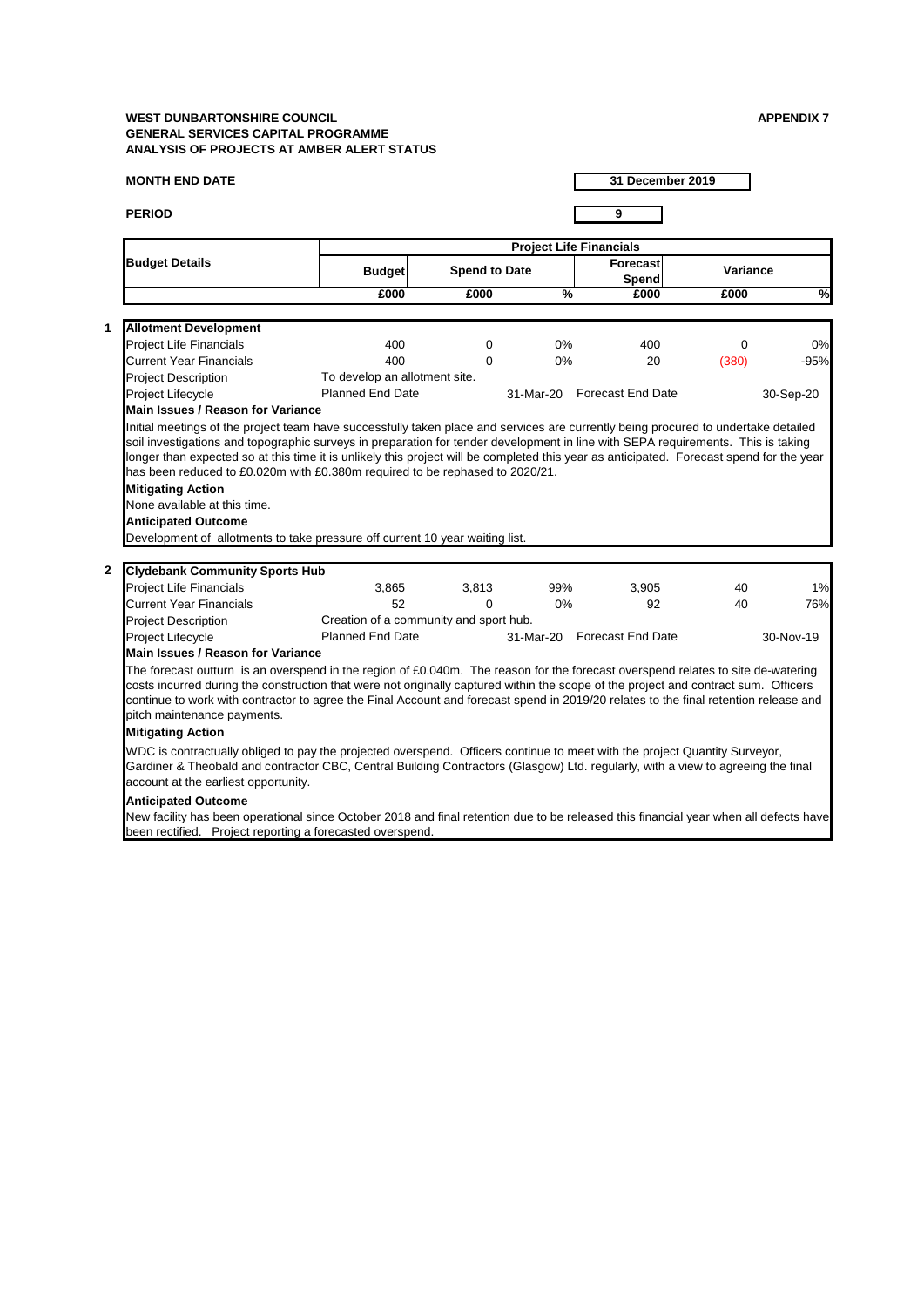**WEST DUNBARTONSHIRE COUNCIL**
**GENERAL SERVICES CAPITAL PROGRAMME**
**ANALYSIS OF PROJECTS AT AMBER ALERT STATUS**

**APPENDIX 7**

**MONTH END DATE** 31 December 2019

**PERIOD** 9

| Budget Details | Project Life Financials | | | | | |
|---|---|---|---|---|---|---|
| | Budget | Spend to Date | | Forecast Spend | Variance | |
| | £000 | £000 | % | £000 | £000 | % |

**1 Allotment Development**

| | | | | | | |
|---|---|---|---|---|---|---|
| Project Life Financials | 400 | 0 | 0% | 400 | 0 | 0% |
| Current Year Financials | 400 | 0 | 0% | 20 | (380) | -95% |
| Project Description | To develop an allotment site. | | | | | |
| Project Lifecycle | Planned End Date | | 31-Mar-20 | Forecast End Date | | 30-Sep-20 |

**Main Issues / Reason for Variance**

Initial meetings of the project team have successfully taken place and services are currently being procured to undertake detailed soil investigations and topographic surveys in preparation for tender development in line with SEPA requirements. This is taking longer than expected so at this time it is unlikely this project will be completed this year as anticipated. Forecast spend for the year has been reduced to £0.020m with £0.380m required to be rephased to 2020/21.

**Mitigating Action**

None available at this time.

**Anticipated Outcome**

Development of allotments to take pressure off current 10 year waiting list.

**2 Clydebank Community Sports Hub**

| | | | | | | |
|---|---|---|---|---|---|---|
| Project Life Financials | 3,865 | 3,813 | 99% | 3,905 | 40 | 1% |
| Current Year Financials | 52 | 0 | 0% | 92 | 40 | 76% |
| Project Description | Creation of a community and sport hub. | | | | | |
| Project Lifecycle | Planned End Date | | 31-Mar-20 | Forecast End Date | | 30-Nov-19 |

**Main Issues / Reason for Variance**

The forecast outturn is an overspend in the region of £0.040m. The reason for the forecast overspend relates to site de-watering costs incurred during the construction that were not originally captured within the scope of the project and contract sum. Officers continue to work with contractor to agree the Final Account and forecast spend in 2019/20 relates to the final retention release and pitch maintenance payments.

**Mitigating Action**

WDC is contractually obliged to pay the projected overspend. Officers continue to meet with the project Quantity Surveyor, Gardiner & Theobald and contractor CBC, Central Building Contractors (Glasgow) Ltd. regularly, with a view to agreeing the final account at the earliest opportunity.

**Anticipated Outcome**

New facility has been operational since October 2018 and final retention due to be released this financial year when all defects have been rectified. Project reporting a forecasted overspend.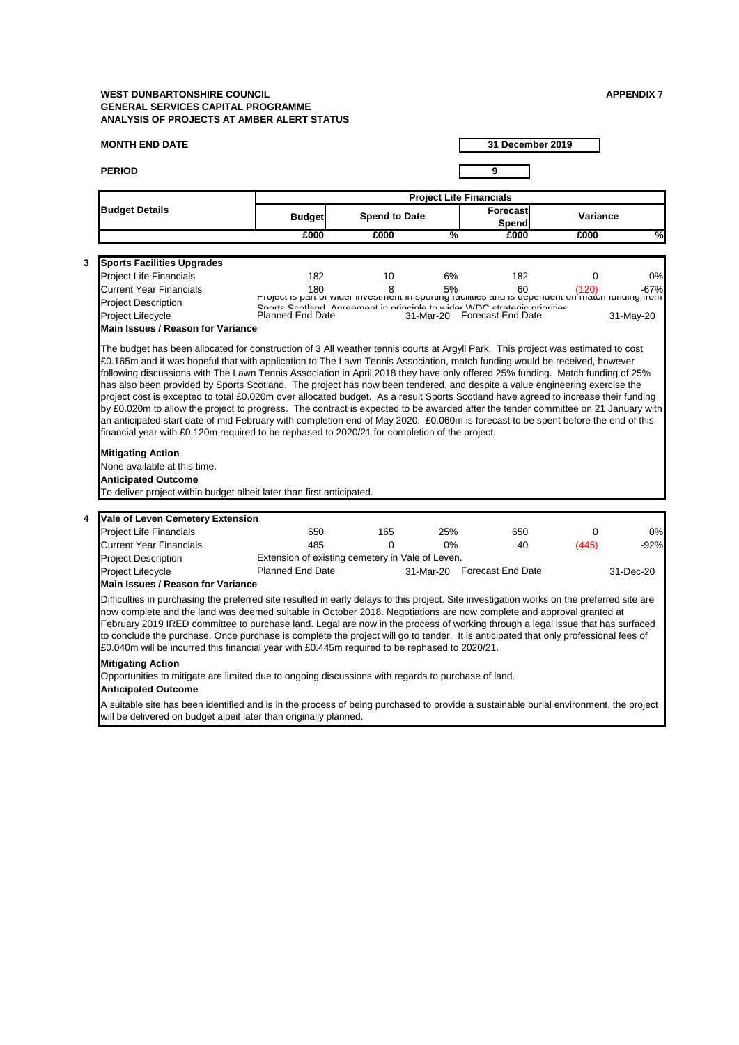**WEST DUNBARTONSHIRE COUNCIL**
**GENERAL SERVICES CAPITAL PROGRAMME**
**ANALYSIS OF PROJECTS AT AMBER ALERT STATUS**

**APPENDIX 7**

**MONTH END DATE** 31 December 2019

**PERIOD** 9

| Budget Details | Project Life Financials | | | | | |
|---|---|---|---|---|---|---|
| | Budget | Spend to Date | | Forecast Spend | Variance | |
| | £000 | £000 | % | £000 | £000 | % |

**3 Sports Facilities Upgrades**

| | Budget £000 | Spend to Date £000 | % | Forecast Spend £000 | Variance £000 | % |
|---|---|---|---|---|---|---|
| Project Life Financials | 182 | 10 | 6% | 182 | 0 | 0% |
| Current Year Financials | 180 | 8 | 5% | 60 | (120) | -67% |
| Project Description | Project is part of wider investment in sporting facilities and is dependent on match funding from Sports Scotland. Agreement in principle to wider WDC strategic priorities | | | | | |
| Project Lifecycle | Planned End Date | | 31-Mar-20 | Forecast End Date | | 31-May-20 |

**Main Issues / Reason for Variance**

The budget has been allocated for construction of 3 All weather tennis courts at Argyll Park. This project was estimated to cost £0.165m and it was hopeful that with application to The Lawn Tennis Association, match funding would be received, however following discussions with The Lawn Tennis Association in April 2018 they have only offered 25% funding. Match funding of 25% has also been provided by Sports Scotland. The project has now been tendered, and despite a value engineering exercise the project cost is excepted to total £0.020m over allocated budget. As a result Sports Scotland have agreed to increase their funding by £0.020m to allow the project to progress. The contract is expected to be awarded after the tender committee on 21 January with an anticipated start date of mid February with completion end of May 2020. £0.060m is forecast to be spent before the end of this financial year with £0.120m required to be rephased to 2020/21 for completion of the project.

**Mitigating Action**

None available at this time.

**Anticipated Outcome**

To deliver project within budget albeit later than first anticipated.

**4 Vale of Leven Cemetery Extension**

| | Budget £000 | Spend to Date £000 | % | Forecast Spend £000 | Variance £000 | % |
|---|---|---|---|---|---|---|
| Project Life Financials | 650 | 165 | 25% | 650 | 0 | 0% |
| Current Year Financials | 485 | 0 | 0% | 40 | (445) | -92% |
| Project Description | Extension of existing cemetery in Vale of Leven. | | | | | |
| Project Lifecycle | Planned End Date | | 31-Mar-20 | Forecast End Date | | 31-Dec-20 |

**Main Issues / Reason for Variance**

Difficulties in purchasing the preferred site resulted in early delays to this project. Site investigation works on the preferred site are now complete and the land was deemed suitable in October 2018. Negotiations are now complete and approval granted at February 2019 IRED committee to purchase land. Legal are now in the process of working through a legal issue that has surfaced to conclude the purchase. Once purchase is complete the project will go to tender. It is anticipated that only professional fees of £0.040m will be incurred this financial year with £0.445m required to be rephased to 2020/21.

**Mitigating Action**

Opportunities to mitigate are limited due to ongoing discussions with regards to purchase of land.

**Anticipated Outcome**

A suitable site has been identified and is in the process of being purchased to provide a sustainable burial environment, the project will be delivered on budget albeit later than originally planned.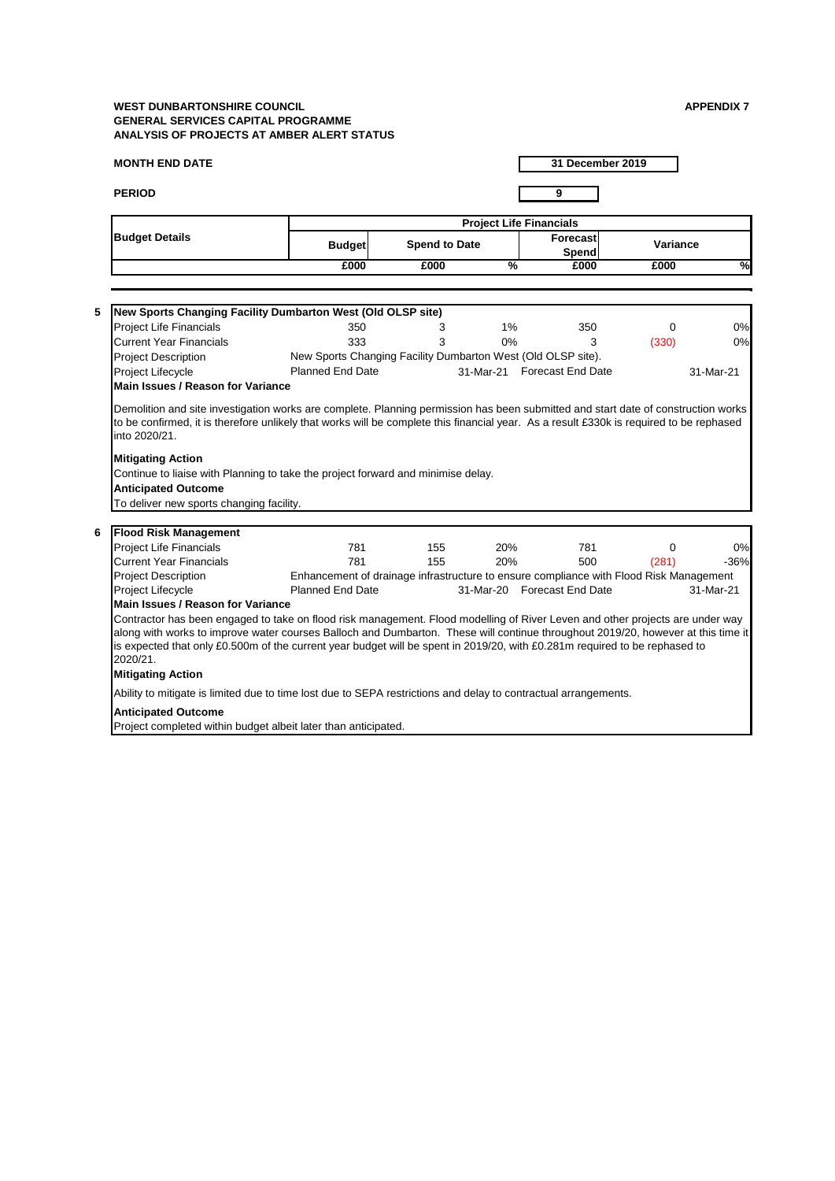**WEST DUNBARTONSHIRE COUNCIL**
**GENERAL SERVICES CAPITAL PROGRAMME**
**ANALYSIS OF PROJECTS AT AMBER ALERT STATUS**

**APPENDIX 7**

**MONTH END DATE** 31 December 2019

**PERIOD** 9

| Budget Details | Project Life Financials | | | | | |
|---|---|---|---|---|---|---|
| | Budget | Spend to Date | | Forecast Spend | Variance | |
| | £000 | £000 | % | £000 | £000 | % |

**5 New Sports Changing Facility Dumbarton West (Old OLSP site)**

| | Budget £000 | Spend to Date £000 | % | Forecast Spend £000 | Variance £000 | % |
|---|---|---|---|---|---|---|
| Project Life Financials | 350 | 3 | 1% | 350 | 0 | 0% |
| Current Year Financials | 333 | 3 | 0% | 3 | (330) | 0% |

Project Description: New Sports Changing Facility Dumbarton West (Old OLSP site).

Project Lifecycle: Planned End Date 31-Mar-21 Forecast End Date 31-Mar-21

**Main Issues / Reason for Variance**

Demolition and site investigation works are complete. Planning permission has been submitted and start date of construction works to be confirmed, it is therefore unlikely that works will be complete this financial year. As a result £330k is required to be rephased into 2020/21.

**Mitigating Action**

Continue to liaise with Planning to take the project forward and minimise delay.

**Anticipated Outcome**

To deliver new sports changing facility.

**6 Flood Risk Management**

| | Budget £000 | Spend to Date £000 | % | Forecast Spend £000 | Variance £000 | % |
|---|---|---|---|---|---|---|
| Project Life Financials | 781 | 155 | 20% | 781 | 0 | 0% |
| Current Year Financials | 781 | 155 | 20% | 500 | (281) | -36% |

Project Description: Enhancement of drainage infrastructure to ensure compliance with Flood Risk Management

Project Lifecycle: Planned End Date 31-Mar-20 Forecast End Date 31-Mar-21

**Main Issues / Reason for Variance**

Contractor has been engaged to take on flood risk management. Flood modelling of River Leven and other projects are under way along with works to improve water courses Balloch and Dumbarton. These will continue throughout 2019/20, however at this time it is expected that only £0.500m of the current year budget will be spent in 2019/20, with £0.281m required to be rephased to 2020/21.

**Mitigating Action**

Ability to mitigate is limited due to time lost due to SEPA restrictions and delay to contractual arrangements.

**Anticipated Outcome**

Project completed within budget albeit later than anticipated.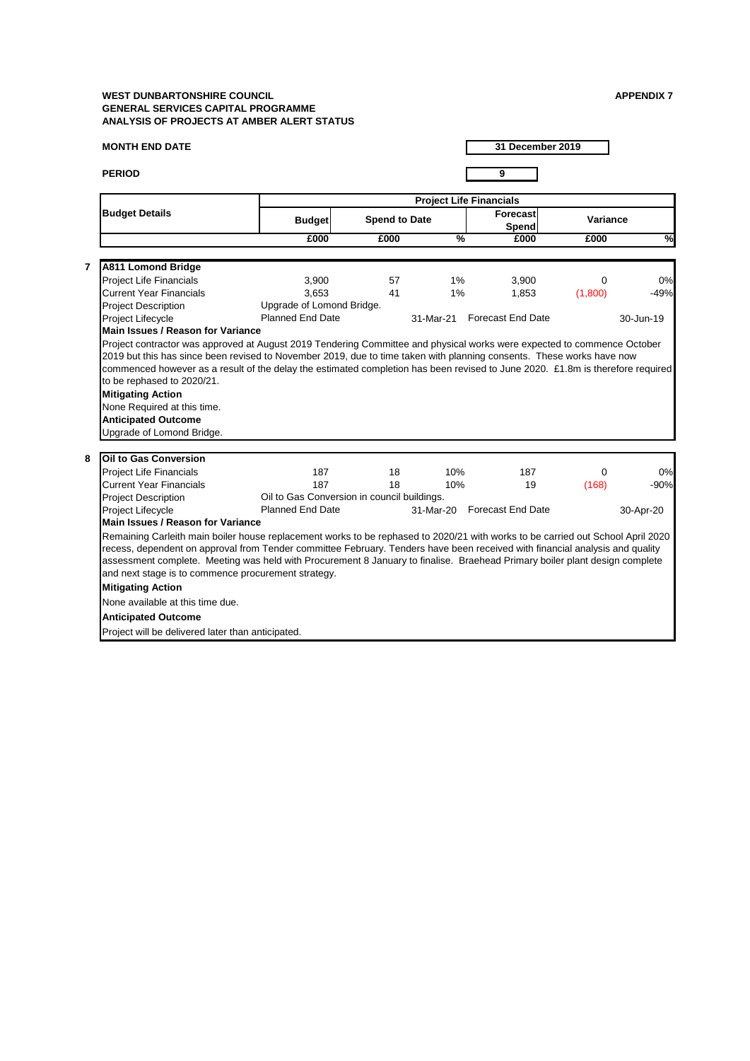**WEST DUNBARTONSHIRE COUNCIL**
**GENERAL SERVICES CAPITAL PROGRAMME**
**ANALYSIS OF PROJECTS AT AMBER ALERT STATUS**

**APPENDIX 7**

**MONTH END DATE** 31 December 2019

**PERIOD** 9

| | Budget Details | Project Life Financials | | | | | |
|---|---|---|---|---|---|---|---|
| | | Budget | Spend to Date | | Forecast Spend | Variance | |
| | | £000 | £000 | % | £000 | £000 | % |
| 7 | **A811 Lomond Bridge** | | | | | | |
| | Project Life Financials | 3,900 | 57 | 1% | 3,900 | 0 | 0% |
| | Current Year Financials | 3,653 | 41 | 1% | 1,853 | (1,800) | -49% |
| | Project Description | Upgrade of Lomond Bridge. | | | | | |
| | Project Lifecycle | Planned End Date | | 31-Mar-21 | Forecast End Date | | 30-Jun-19 |

**Main Issues / Reason for Variance**

Project contractor was approved at August 2019 Tendering Committee and physical works were expected to commence October 2019 but this has since been revised to November 2019, due to time taken with planning consents. These works have now commenced however as a result of the delay the estimated completion has been revised to June 2020. £1.8m is therefore required to be rephased to 2020/21.

**Mitigating Action**

None Required at this time.

**Anticipated Outcome**

Upgrade of Lomond Bridge.

| | Budget Details | Budget | Spend to Date | % | Forecast Spend | Variance | % |
|---|---|---|---|---|---|---|---|
| 8 | **Oil to Gas Conversion** | | | | | | |
| | Project Life Financials | 187 | 18 | 10% | 187 | 0 | 0% |
| | Current Year Financials | 187 | 18 | 10% | 19 | (168) | -90% |
| | Project Description | Oil to Gas Conversion in council buildings. | | | | | |
| | Project Lifecycle | Planned End Date | | 31-Mar-20 | Forecast End Date | | 30-Apr-20 |

**Main Issues / Reason for Variance**

Remaining Carleith main boiler house replacement works to be rephased to 2020/21 with works to be carried out School April 2020 recess, dependent on approval from Tender committee February. Tenders have been received with financial analysis and quality assessment complete. Meeting was held with Procurement 8 January to finalise. Braehead Primary boiler plant design complete and next stage is to commence procurement strategy.

**Mitigating Action**

None available at this time due.

**Anticipated Outcome**

Project will be delivered later than anticipated.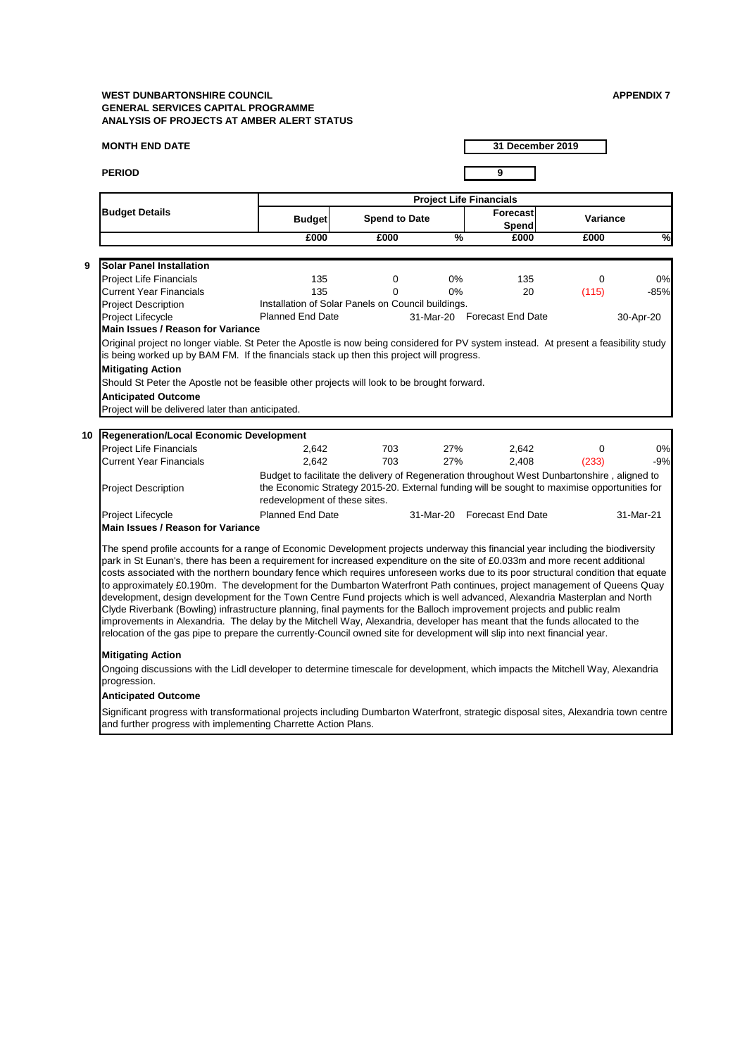**WEST DUNBARTONSHIRE COUNCIL**
**GENERAL SERVICES CAPITAL PROGRAMME**
**ANALYSIS OF PROJECTS AT AMBER ALERT STATUS**

**APPENDIX 7**

| | |
|---|---|
| **MONTH END DATE** | **31 December 2019** |
| **PERIOD** | **9** |

| **Budget Details** | **Project Life Financials** | | | | | |
|---|---|---|---|---|---|---|
| | **Budget** | **Spend to Date** | | **Forecast Spend** | **Variance** | |
| | **£000** | **£000** | **%** | **£000** | **£000** | **%** |

**9 Solar Panel Installation**

| | | | | | | |
|---|---|---|---|---|---|---|
| Project Life Financials | 135 | 0 | 0% | 135 | 0 | 0% |
| Current Year Financials | 135 | 0 | 0% | 20 | (115) | -85% |
| Project Description | Installation of Solar Panels on Council buildings. | | | | | |
| Project Lifecycle | Planned End Date | | 31-Mar-20 | Forecast End Date | | 30-Apr-20 |

**Main Issues / Reason for Variance**

Original project no longer viable. St Peter the Apostle is now being considered for PV system instead. At present a feasibility study is being worked up by BAM FM. If the financials stack up then this project will progress.

**Mitigating Action**

Should St Peter the Apostle not be feasible other projects will look to be brought forward.

**Anticipated Outcome**

Project will be delivered later than anticipated.

**10 Regeneration/Local Economic Development**

| | | | | | | |
|---|---|---|---|---|---|---|
| Project Life Financials | 2,642 | 703 | 27% | 2,642 | 0 | 0% |
| Current Year Financials | 2,642 | 703 | 27% | 2,408 | (233) | -9% |
| Project Description | Budget to facilitate the delivery of Regeneration throughout West Dunbartonshire , aligned to the Economic Strategy 2015-20. External funding will be sought to maximise opportunities for redevelopment of these sites. | | | | | |
| Project Lifecycle | Planned End Date | | 31-Mar-20 | Forecast End Date | | 31-Mar-21 |

**Main Issues / Reason for Variance**

The spend profile accounts for a range of Economic Development projects underway this financial year including the biodiversity park in St Eunan's, there has been a requirement for increased expenditure on the site of £0.033m and more recent additional costs associated with the northern boundary fence which requires unforeseen works due to its poor structural condition that equate to approximately £0.190m. The development for the Dumbarton Waterfront Path continues, project management of Queens Quay development, design development for the Town Centre Fund projects which is well advanced, Alexandria Masterplan and North Clyde Riverbank (Bowling) infrastructure planning, final payments for the Balloch improvement projects and public realm improvements in Alexandria. The delay by the Mitchell Way, Alexandria, developer has meant that the funds allocated to the relocation of the gas pipe to prepare the currently-Council owned site for development will slip into next financial year.

**Mitigating Action**

Ongoing discussions with the Lidl developer to determine timescale for development, which impacts the Mitchell Way, Alexandria progression.

**Anticipated Outcome**

Significant progress with transformational projects including Dumbarton Waterfront, strategic disposal sites, Alexandria town centre and further progress with implementing Charrette Action Plans.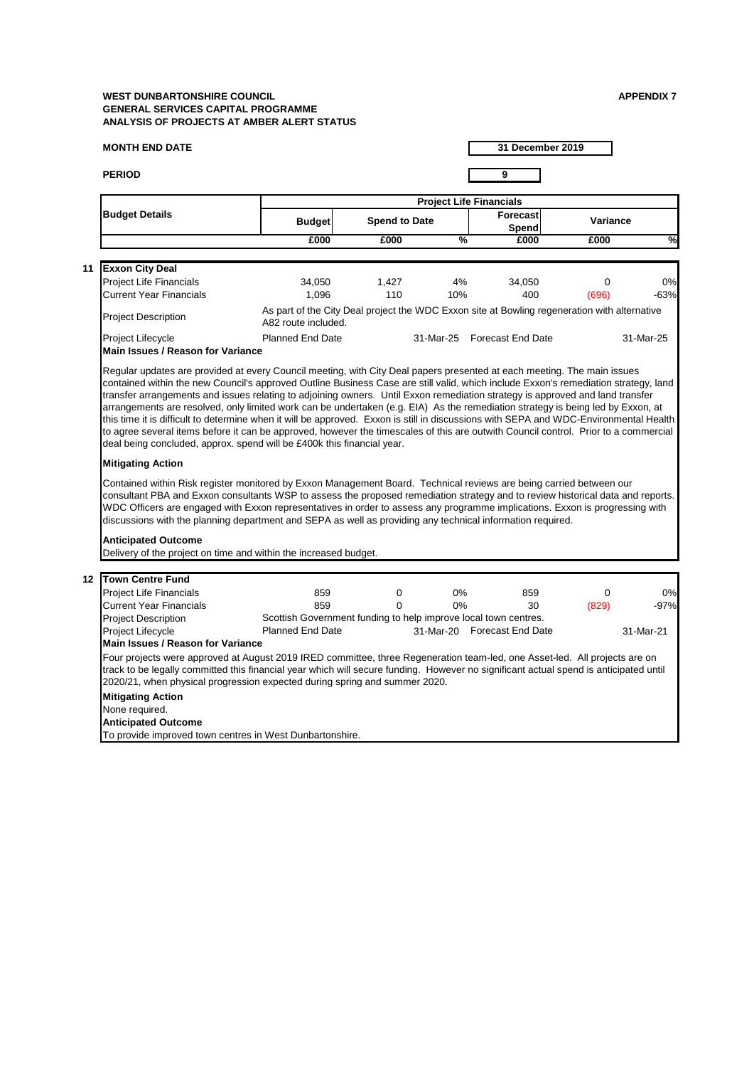**WEST DUNBARTONSHIRE COUNCIL**
**GENERAL SERVICES CAPITAL PROGRAMME**
**ANALYSIS OF PROJECTS AT AMBER ALERT STATUS**

**APPENDIX 7**

**MONTH END DATE** | **31 December 2019**

**PERIOD** | **9**

| | Budget Details | Project Life Financials | | | | | |
|---|---|---|---|---|---|---|---|
| | | Budget | Spend to Date | | Forecast Spend | Variance | |
| | | £000 | £000 | % | £000 | £000 | % |
| **11** | **Exxon City Deal** | | | | | | |
| | Project Life Financials | 34,050 | 1,427 | 4% | 34,050 | 0 | 0% |
| | Current Year Financials | 1,096 | 110 | 10% | 400 | (696) | -63% |
| **12** | **Town Centre Fund** | | | | | | |
| | Project Life Financials | 859 | 0 | 0% | 859 | 0 | 0% |
| | Current Year Financials | 859 | 0 | 0% | 30 | (829) | -97% |

## 11 Exxon City Deal

**Project Description:** As part of the City Deal project the WDC Exxon site at Bowling regeneration with alternative A82 route included.

**Project Lifecycle:** Planned End Date 31-Mar-25 | Forecast End Date 31-Mar-25

**Main Issues / Reason for Variance**

Regular updates are provided at every Council meeting, with City Deal papers presented at each meeting. The main issues contained within the new Council's approved Outline Business Case are still valid, which include Exxon's remediation strategy, land transfer arrangements and issues relating to adjoining owners. Until Exxon remediation strategy is approved and land transfer arrangements are resolved, only limited work can be undertaken (e.g. EIA) As the remediation strategy is being led by Exxon, at this time it is difficult to determine when it will be approved. Exxon is still in discussions with SEPA and WDC-Environmental Health to agree several items before it can be approved, however the timescales of this are outwith Council control. Prior to a commercial deal being concluded, approx. spend will be £400k this financial year.

**Mitigating Action**

Contained within Risk register monitored by Exxon Management Board. Technical reviews are being carried between our consultant PBA and Exxon consultants WSP to assess the proposed remediation strategy and to review historical data and reports. WDC Officers are engaged with Exxon representatives in order to assess any programme implications. Exxon is progressing with discussions with the planning department and SEPA as well as providing any technical information required.

**Anticipated Outcome**

Delivery of the project on time and within the increased budget.

## 12 Town Centre Fund

**Project Description:** Scottish Government funding to help improve local town centres.

**Project Lifecycle:** Planned End Date 31-Mar-20 | Forecast End Date 31-Mar-21

**Main Issues / Reason for Variance**

Four projects were approved at August 2019 IRED committee, three Regeneration team-led, one Asset-led. All projects are on track to be legally committed this financial year which will secure funding. However no significant actual spend is anticipated until 2020/21, when physical progression expected during spring and summer 2020.

**Mitigating Action**

None required.

**Anticipated Outcome**

To provide improved town centres in West Dunbartonshire.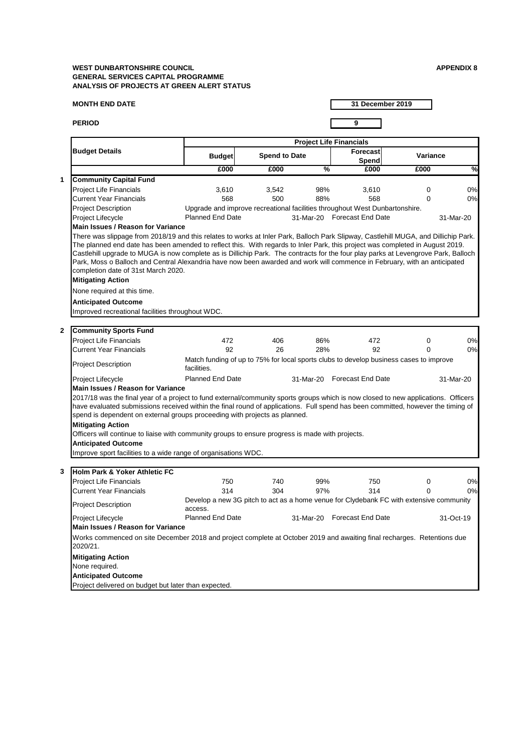**WEST DUNBARTONSHIRE COUNCIL**
**GENERAL SERVICES CAPITAL PROGRAMME**
**ANALYSIS OF PROJECTS AT GREEN ALERT STATUS**

**APPENDIX 8**

**MONTH END DATE** 31 December 2019

**PERIOD** 9

| | Budget Details | Project Life Financials | | | | | |
|---|---|---|---|---|---|---|---|
| | | Budget | Spend to Date | | Forecast Spend | Variance | |
| | | £000 | £000 | % | £000 | £000 | % |
| **1** | **Community Capital Fund** | | | | | | |
| | Project Life Financials | 3,610 | 3,542 | 98% | 3,610 | 0 | 0% |
| | Current Year Financials | 568 | 500 | 88% | 568 | 0 | 0% |
| | Project Description | Upgrade and improve recreational facilities throughout West Dunbartonshire. | | | | | |
| | Project Lifecycle | Planned End Date | | 31-Mar-20 | Forecast End Date | | 31-Mar-20 |
| | **Main Issues / Reason for Variance** | | | | | | |
| | There was slippage from 2018/19 and this relates to works at Inler Park, Balloch Park Slipway, Castlehill MUGA, and Dillichip Park. The planned end date has been amended to reflect this. With regards to Inler Park, this project was completed in August 2019. Castlehill upgrade to MUGA is now complete as is Dillichip Park. The contracts for the four play parks at Levengrove Park, Balloch Park, Moss o Balloch and Central Alexandria have now been awarded and work will commence in February, with an anticipated completion date of 31st March 2020. | | | | | | |
| | **Mitigating Action** | | | | | | |
| | None required at this time. | | | | | | |
| | **Anticipated Outcome** | | | | | | |
| | Improved recreational facilities throughout WDC. | | | | | | |
| **2** | **Community Sports Fund** | | | | | | |
| | Project Life Financials | 472 | 406 | 86% | 472 | 0 | 0% |
| | Current Year Financials | 92 | 26 | 28% | 92 | 0 | 0% |
| | Project Description | Match funding of up to 75% for local sports clubs to develop business cases to improve facilities. | | | | | |
| | Project Lifecycle | Planned End Date | | 31-Mar-20 | Forecast End Date | | 31-Mar-20 |
| | **Main Issues / Reason for Variance** | | | | | | |
| | 2017/18 was the final year of a project to fund external/community sports groups which is now closed to new applications. Officers have evaluated submissions received within the final round of applications. Full spend has been committed, however the timing of spend is dependent on external groups proceeding with projects as planned. | | | | | | |
| | **Mitigating Action** | | | | | | |
| | Officers will continue to liaise with community groups to ensure progress is made with projects. | | | | | | |
| | **Anticipated Outcome** | | | | | | |
| | Improve sport facilities to a wide range of organisations WDC. | | | | | | |
| **3** | **Holm Park & Yoker Athletic FC** | | | | | | |
| | Project Life Financials | 750 | 740 | 99% | 750 | 0 | 0% |
| | Current Year Financials | 314 | 304 | 97% | 314 | 0 | 0% |
| | Project Description | Develop a new 3G pitch to act as a home venue for Clydebank FC with extensive community access. | | | | | |
| | Project Lifecycle | Planned End Date | | 31-Mar-20 | Forecast End Date | | 31-Oct-19 |
| | **Main Issues / Reason for Variance** | | | | | | |
| | Works commenced on site December 2018 and project complete at October 2019 and awaiting final recharges. Retentions due 2020/21. | | | | | | |
| | **Mitigating Action** | | | | | | |
| | None required. | | | | | | |
| | **Anticipated Outcome** | | | | | | |
| | Project delivered on budget but later than expected. | | | | | | |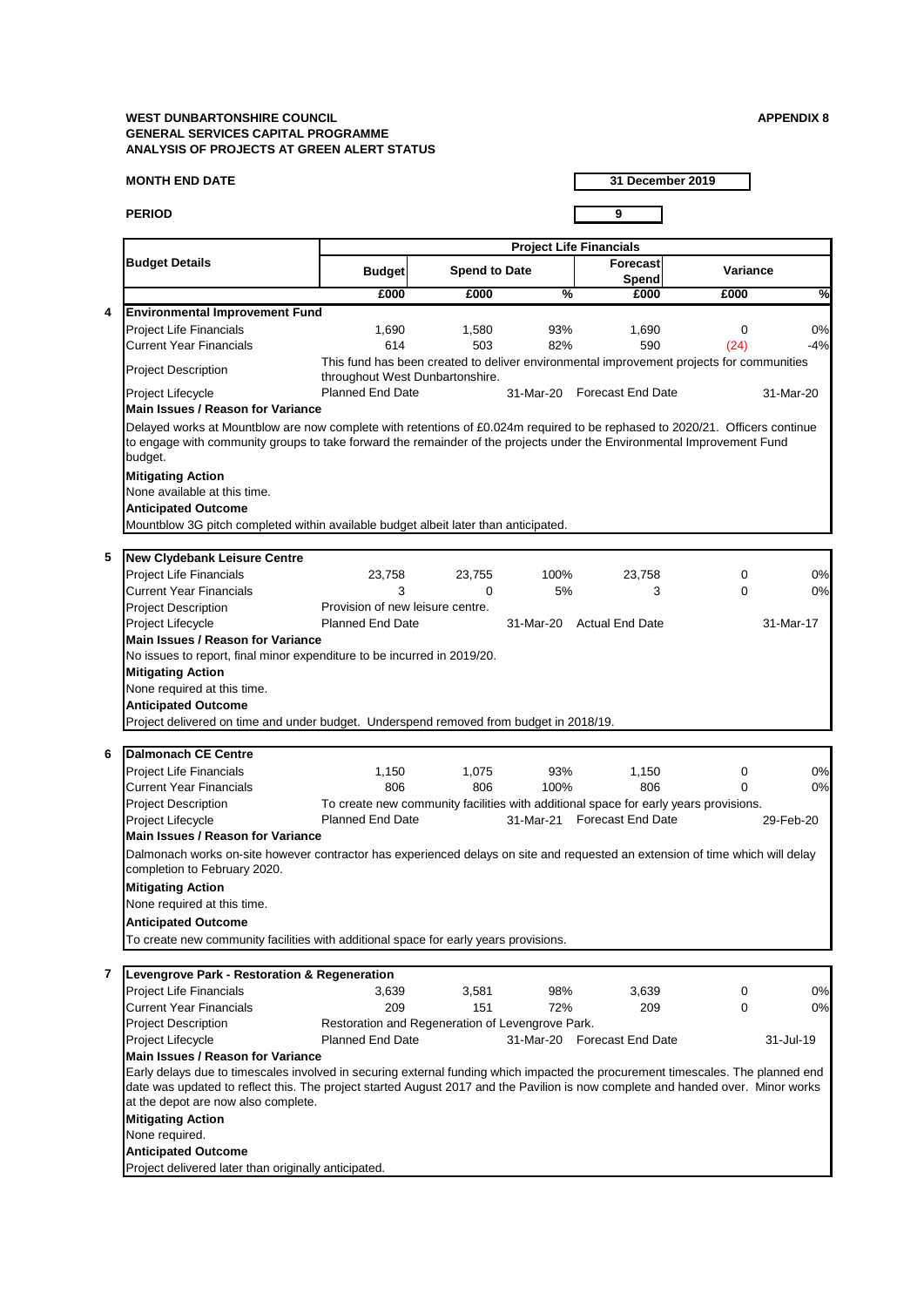**WEST DUNBARTONSHIRE COUNCIL**
**GENERAL SERVICES CAPITAL PROGRAMME**
**ANALYSIS OF PROJECTS AT GREEN ALERT STATUS**

**APPENDIX 8**

**MONTH END DATE** 31 December 2019

**PERIOD** 9

| | Budget Details | Project Life Financials | | | | | |
|---|---|---|---|---|---|---|---|
| | | Budget | Spend to Date | | Forecast Spend | Variance | |
| | | £000 | £000 | % | £000 | £000 | % |
| 4 | **Environmental Improvement Fund** | | | | | | |
| | Project Life Financials | 1,690 | 1,580 | 93% | 1,690 | 0 | 0% |
| | Current Year Financials | 614 | 503 | 82% | 590 | (24) | -4% |
| | Project Description | This fund has been created to deliver environmental improvement projects for communities throughout West Dunbartonshire. | | | | | |
| | Project Lifecycle | Planned End Date | | 31-Mar-20 | Forecast End Date | | 31-Mar-20 |
| | **Main Issues / Reason for Variance** | | | | | | |
| | Delayed works at Mountblow are now complete with retentions of £0.024m required to be rephased to 2020/21. Officers continue to engage with community groups to take forward the remainder of the projects under the Environmental Improvement Fund budget. | | | | | | |
| | **Mitigating Action** | | | | | | |
| | None available at this time. | | | | | | |
| | **Anticipated Outcome** | | | | | | |
| | Mountblow 3G pitch completed within available budget albeit later than anticipated. | | | | | | |
| 5 | **New Clydebank Leisure Centre** | | | | | | |
| | Project Life Financials | 23,758 | 23,755 | 100% | 23,758 | 0 | 0% |
| | Current Year Financials | 3 | 0 | 5% | 3 | 0 | 0% |
| | Project Description | Provision of new leisure centre. | | | | | |
| | Project Lifecycle | Planned End Date | | 31-Mar-20 | Actual End Date | | 31-Mar-17 |
| | **Main Issues / Reason for Variance** | | | | | | |
| | No issues to report, final minor expenditure to be incurred in 2019/20. | | | | | | |
| | **Mitigating Action** | | | | | | |
| | None required at this time. | | | | | | |
| | **Anticipated Outcome** | | | | | | |
| | Project delivered on time and under budget. Underspend removed from budget in 2018/19. | | | | | | |
| 6 | **Dalmonach CE Centre** | | | | | | |
| | Project Life Financials | 1,150 | 1,075 | 93% | 1,150 | 0 | 0% |
| | Current Year Financials | 806 | 806 | 100% | 806 | 0 | 0% |
| | Project Description | To create new community facilities with additional space for early years provisions. | | | | | |
| | Project Lifecycle | Planned End Date | | 31-Mar-21 | Forecast End Date | | 29-Feb-20 |
| | **Main Issues / Reason for Variance** | | | | | | |
| | Dalmonach works on-site however contractor has experienced delays on site and requested an extension of time which will delay completion to February 2020. | | | | | | |
| | **Mitigating Action** | | | | | | |
| | None required at this time. | | | | | | |
| | **Anticipated Outcome** | | | | | | |
| | To create new community facilities with additional space for early years provisions. | | | | | | |
| 7 | **Levengrove Park - Restoration & Regeneration** | | | | | | |
| | Project Life Financials | 3,639 | 3,581 | 98% | 3,639 | 0 | 0% |
| | Current Year Financials | 209 | 151 | 72% | 209 | 0 | 0% |
| | Project Description | Restoration and Regeneration of Levengrove Park. | | | | | |
| | Project Lifecycle | Planned End Date | | 31-Mar-20 | Forecast End Date | | 31-Jul-19 |
| | **Main Issues / Reason for Variance** | | | | | | |
| | Early delays due to timescales involved in securing external funding which impacted the procurement timescales. The planned end date was updated to reflect this. The project started August 2017 and the Pavilion is now complete and handed over. Minor works at the depot are now also complete. | | | | | | |
| | **Mitigating Action** | | | | | | |
| | None required. | | | | | | |
| | **Anticipated Outcome** | | | | | | |
| | Project delivered later than originally anticipated. | | | | | | |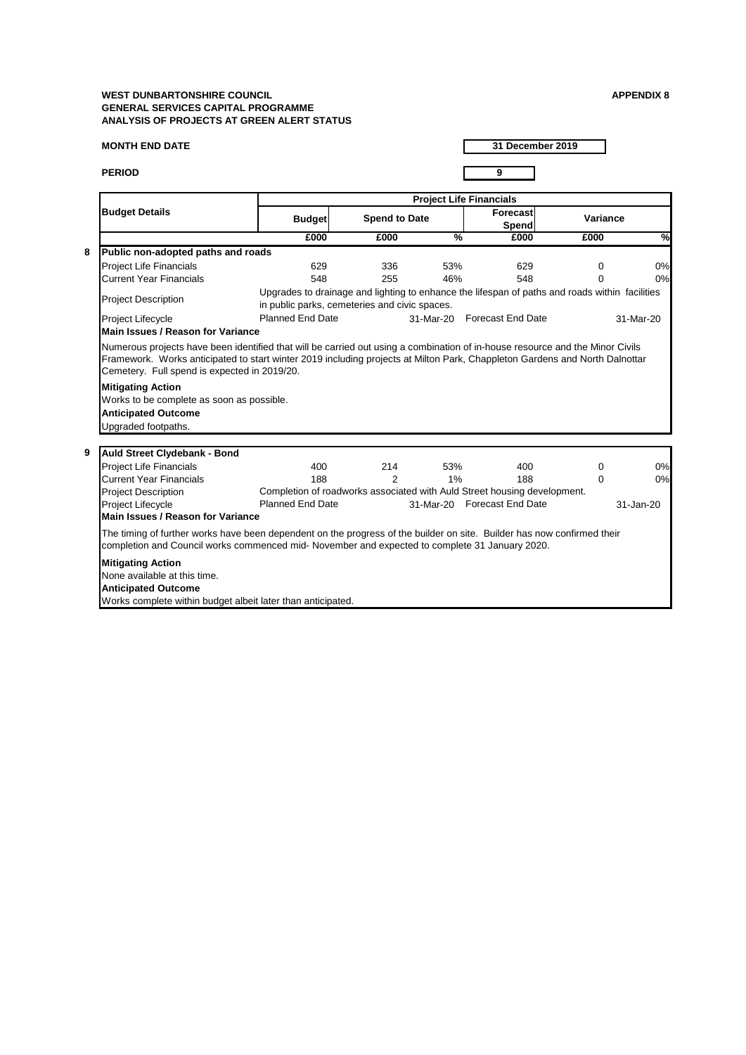**WEST DUNBARTONSHIRE COUNCIL**
**GENERAL SERVICES CAPITAL PROGRAMME**
**ANALYSIS OF PROJECTS AT GREEN ALERT STATUS**

**APPENDIX 8**

**MONTH END DATE** | **31 December 2019**

**PERIOD** | **9**

| | Budget Details | Project Life Financials | | | | | |
|---|---|---|---|---|---|---|---|
| | | Budget | Spend to Date | | Forecast Spend | Variance | |
| | | £000 | £000 | % | £000 | £000 | % |
| **8** | **Public non-adopted paths and roads** | | | | | | |
| | Project Life Financials | 629 | 336 | 53% | 629 | 0 | 0% |
| | Current Year Financials | 548 | 255 | 46% | 548 | 0 | 0% |
| | Project Description | Upgrades to drainage and lighting to enhance the lifespan of paths and roads within facilities in public parks, cemeteries and civic spaces. | | | | | |
| | Project Lifecycle | Planned End Date | | 31-Mar-20 | Forecast End Date | | 31-Mar-20 |

**Main Issues / Reason for Variance**

Numerous projects have been identified that will be carried out using a combination of in-house resource and the Minor Civils Framework. Works anticipated to start winter 2019 including projects at Milton Park, Chappleton Gardens and North Dalnottar Cemetery. Full spend is expected in 2019/20.

**Mitigating Action**

Works to be complete as soon as possible.

**Anticipated Outcome**

Upgraded footpaths.

| | Budget Details | Budget | Spend to Date | % | Forecast Spend | Variance £000 | Variance % |
|---|---|---|---|---|---|---|---|
| **9** | **Auld Street Clydebank - Bond** | | | | | | |
| | Project Life Financials | 400 | 214 | 53% | 400 | 0 | 0% |
| | Current Year Financials | 188 | 2 | 1% | 188 | 0 | 0% |
| | Project Description | Completion of roadworks associated with Auld Street housing development. | | | | | |
| | Project Lifecycle | Planned End Date | | 31-Mar-20 | Forecast End Date | | 31-Jan-20 |

**Main Issues / Reason for Variance**

The timing of further works have been dependent on the progress of the builder on site. Builder has now confirmed their completion and Council works commenced mid- November and expected to complete 31 January 2020.

**Mitigating Action**

None available at this time.

**Anticipated Outcome**

Works complete within budget albeit later than anticipated.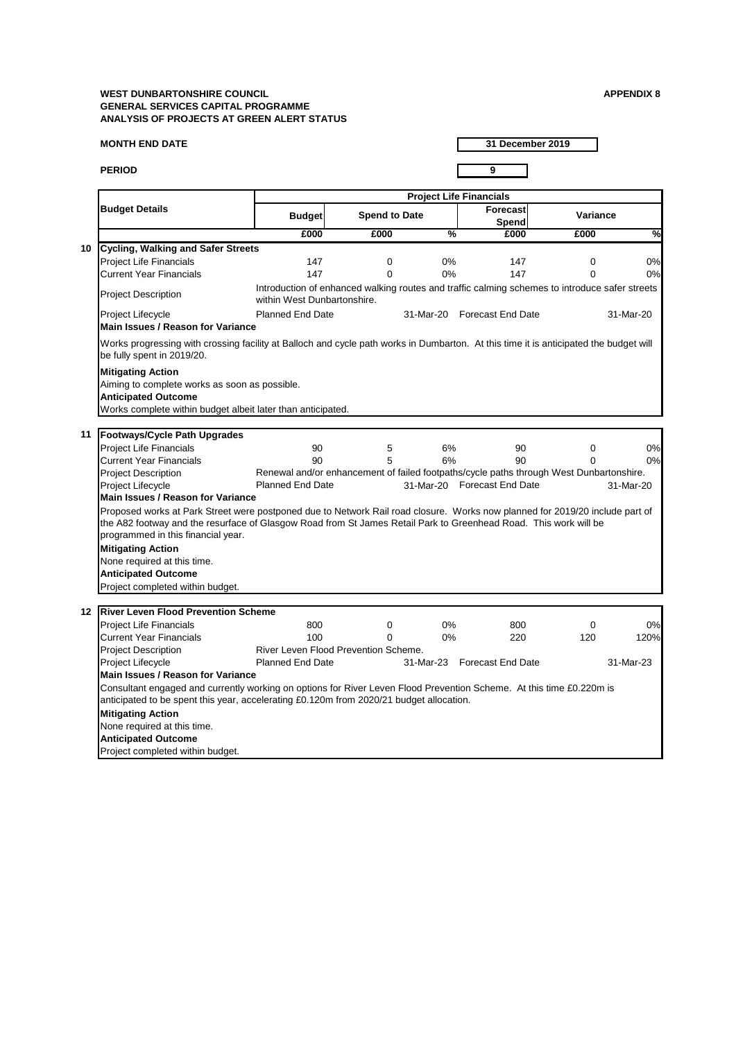**WEST DUNBARTONSHIRE COUNCIL**
**GENERAL SERVICES CAPITAL PROGRAMME**
**ANALYSIS OF PROJECTS AT GREEN ALERT STATUS**

**APPENDIX 8**

**MONTH END DATE** | **31 December 2019**

**PERIOD** | **9**

| | Budget Details | Project Life Financials | | | | | | |
|---|---|---|---|---|---|---|---|---|
| | | Budget | Spend to Date | | Forecast Spend | Variance | |
| | | £000 | £000 | % | £000 | £000 | % |
| **10** | **Cycling, Walking and Safer Streets** | | | | | | |
| | Project Life Financials | 147 | 0 | 0% | 147 | 0 | 0% |
| | Current Year Financials | 147 | 0 | 0% | 147 | 0 | 0% |
| | Project Description | Introduction of enhanced walking routes and traffic calming schemes to introduce safer streets within West Dunbartonshire. | | | | | |
| | Project Lifecycle | Planned End Date | | 31-Mar-20 | Forecast End Date | | 31-Mar-20 |
| | **Main Issues / Reason for Variance** | | | | | | |
| | Works progressing with crossing facility at Balloch and cycle path works in Dumbarton. At this time it is anticipated the budget will be fully spent in 2019/20. | | | | | | |
| | **Mitigating Action** | | | | | | |
| | Aiming to complete works as soon as possible. | | | | | | |
| | **Anticipated Outcome** | | | | | | |
| | Works complete within budget albeit later than anticipated. | | | | | | |
| **11** | **Footways/Cycle Path Upgrades** | | | | | | |
| | Project Life Financials | 90 | 5 | 6% | 90 | 0 | 0% |
| | Current Year Financials | 90 | 5 | 6% | 90 | 0 | 0% |
| | Project Description | Renewal and/or enhancement of failed footpaths/cycle paths through West Dunbartonshire. | | | | | |
| | Project Lifecycle | Planned End Date | | 31-Mar-20 | Forecast End Date | | 31-Mar-20 |
| | **Main Issues / Reason for Variance** | | | | | | |
| | Proposed works at Park Street were postponed due to Network Rail road closure. Works now planned for 2019/20 include part of the A82 footway and the resurface of Glasgow Road from St James Retail Park to Greenhead Road. This work will be programmed in this financial year. | | | | | | |
| | **Mitigating Action** | | | | | | |
| | None required at this time. | | | | | | |
| | **Anticipated Outcome** | | | | | | |
| | Project completed within budget. | | | | | | |
| **12** | **River Leven Flood Prevention Scheme** | | | | | | |
| | Project Life Financials | 800 | 0 | 0% | 800 | 0 | 0% |
| | Current Year Financials | 100 | 0 | 0% | 220 | 120 | 120% |
| | Project Description | River Leven Flood Prevention Scheme. | | | | | |
| | Project Lifecycle | Planned End Date | | 31-Mar-23 | Forecast End Date | | 31-Mar-23 |
| | **Main Issues / Reason for Variance** | | | | | | |
| | Consultant engaged and currently working on options for River Leven Flood Prevention Scheme. At this time £0.220m is anticipated to be spent this year, accelerating £0.120m from 2020/21 budget allocation. | | | | | | |
| | **Mitigating Action** | | | | | | |
| | None required at this time. | | | | | | |
| | **Anticipated Outcome** | | | | | | |
| | Project completed within budget. | | | | | | |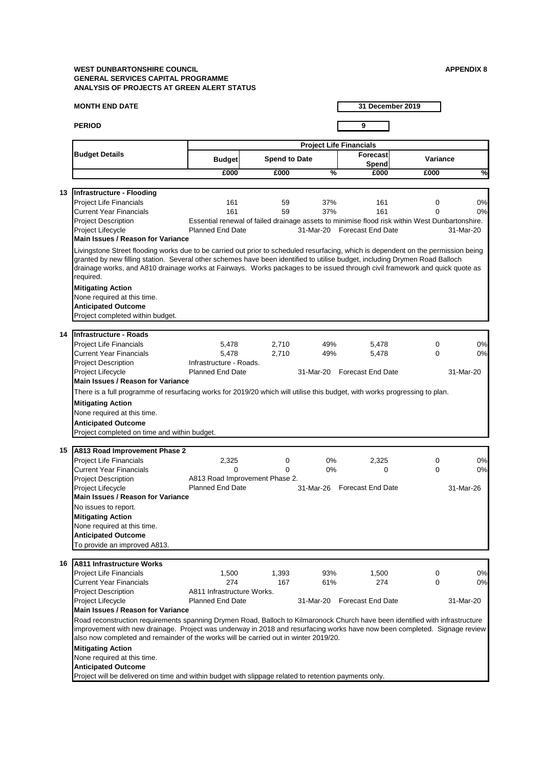**WEST DUNBARTONSHIRE COUNCIL**
**GENERAL SERVICES CAPITAL PROGRAMME**
**ANALYSIS OF PROJECTS AT GREEN ALERT STATUS**

**APPENDIX 8**

**MONTH END DATE** 31 December 2019

**PERIOD** 9

| | Budget Details | Project Life Financials | | | | | |
|---|---|---|---|---|---|---|---|
| | | Budget | Spend to Date | | Forecast Spend | Variance | |
| | | £000 | £000 | % | £000 | £000 | % |
| **13** | **Infrastructure - Flooding** | | | | | | |
| | Project Life Financials | 161 | 59 | 37% | 161 | 0 | 0% |
| | Current Year Financials | 161 | 59 | 37% | 161 | 0 | 0% |
| | Project Description | Essential renewal of failed drainage assets to minimise flood risk within West Dunbartonshire. | | | | | |
| | Project Lifecycle | Planned End Date | | 31-Mar-20 | Forecast End Date | | 31-Mar-20 |

**Main Issues / Reason for Variance**

Livingstone Street flooding works due to be carried out prior to scheduled resurfacing, which is dependent on the permission being granted by new filling station. Several other schemes have been identified to utilise budget, including Drymen Road Balloch drainage works, and A810 drainage works at Fairways. Works packages to be issued through civil framework and quick quote as required.

**Mitigating Action**
None required at this time.

**Anticipated Outcome**
Project completed within budget.

| | Budget Details | Budget | Spend to Date | % | Forecast Spend | Variance £000 | Variance % |
|---|---|---|---|---|---|---|---|
| **14** | **Infrastructure - Roads** | | | | | | |
| | Project Life Financials | 5,478 | 2,710 | 49% | 5,478 | 0 | 0% |
| | Current Year Financials | 5,478 | 2,710 | 49% | 5,478 | 0 | 0% |
| | Project Description | Infrastructure - Roads. | | | | | |
| | Project Lifecycle | Planned End Date | | 31-Mar-20 | Forecast End Date | | 31-Mar-20 |

**Main Issues / Reason for Variance**

There is a full programme of resurfacing works for 2019/20 which will utilise this budget, with works progressing to plan.

**Mitigating Action**
None required at this time.

**Anticipated Outcome**
Project completed on time and within budget.

| | Budget Details | Budget | Spend to Date | % | Forecast Spend | Variance £000 | Variance % |
|---|---|---|---|---|---|---|---|
| **15** | **A813 Road Improvement Phase 2** | | | | | | |
| | Project Life Financials | 2,325 | 0 | 0% | 2,325 | 0 | 0% |
| | Current Year Financials | 0 | 0 | 0% | 0 | 0 | 0% |
| | Project Description | A813 Road Improvement Phase 2. | | | | | |
| | Project Lifecycle | Planned End Date | | 31-Mar-26 | Forecast End Date | | 31-Mar-26 |

**Main Issues / Reason for Variance**

No issues to report.

**Mitigating Action**
None required at this time.

**Anticipated Outcome**
To provide an improved A813.

| | Budget Details | Budget | Spend to Date | % | Forecast Spend | Variance £000 | Variance % |
|---|---|---|---|---|---|---|---|
| **16** | **A811 Infrastructure Works** | | | | | | |
| | Project Life Financials | 1,500 | 1,393 | 93% | 1,500 | 0 | 0% |
| | Current Year Financials | 274 | 167 | 61% | 274 | 0 | 0% |
| | Project Description | A811 Infrastructure Works. | | | | | |
| | Project Lifecycle | Planned End Date | | 31-Mar-20 | Forecast End Date | | 31-Mar-20 |

**Main Issues / Reason for Variance**

Road reconstruction requirements spanning Drymen Road, Balloch to Kilmaronock Church have been identified with infrastructure improvement with new drainage. Project was underway in 2018 and resurfacing works have now been completed. Signage review also now completed and remainder of the works will be carried out in winter 2019/20.

**Mitigating Action**
None required at this time.

**Anticipated Outcome**
Project will be delivered on time and within budget with slippage related to retention payments only.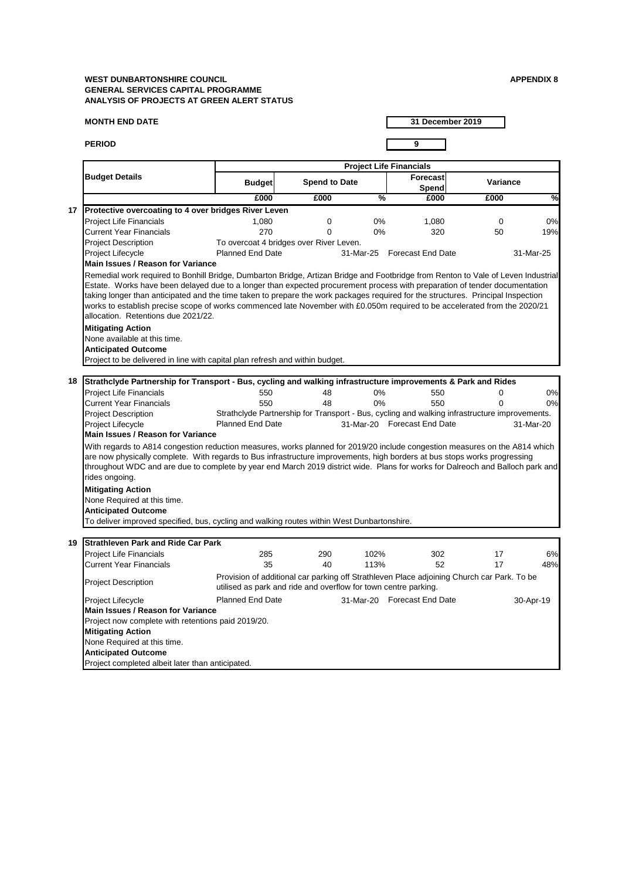**WEST DUNBARTONSHIRE COUNCIL**
**GENERAL SERVICES CAPITAL PROGRAMME**
**ANALYSIS OF PROJECTS AT GREEN ALERT STATUS**

**APPENDIX 8**

**MONTH END DATE** | **31 December 2019**

**PERIOD** | **9**

| | Budget Details | Project Life Financials | | | | | |
|---|---|---|---|---|---|---|---|
| | | Budget | Spend to Date | | Forecast Spend | Variance | |
| | | £000 | £000 | % | £000 | £000 | % |
| **17** | **Protective overcoating to 4 over bridges River Leven** | | | | | | |
| | Project Life Financials | 1,080 | 0 | 0% | 1,080 | 0 | 0% |
| | Current Year Financials | 270 | 0 | 0% | 320 | 50 | 19% |
| | Project Description | To overcoat 4 bridges over River Leven. | | | | | |
| | Project Lifecycle | Planned End Date | | 31-Mar-25 | Forecast End Date | | 31-Mar-25 |

**Main Issues / Reason for Variance**

Remedial work required to Bonhill Bridge, Dumbarton Bridge, Artizan Bridge and Footbridge from Renton to Vale of Leven Industrial Estate. Works have been delayed due to a longer than expected procurement process with preparation of tender documentation taking longer than anticipated and the time taken to prepare the work packages required for the structures. Principal Inspection works to establish precise scope of works commenced late November with £0.050m required to be accelerated from the 2020/21 allocation. Retentions due 2021/22.

**Mitigating Action**

None available at this time.

**Anticipated Outcome**

Project to be delivered in line with capital plan refresh and within budget.

| | Budget Details | Budget | Spend to Date | % | Forecast Spend | Variance £000 | Variance % |
|---|---|---|---|---|---|---|---|
| **18** | **Strathclyde Partnership for Transport - Bus, cycling and walking infrastructure improvements & Park and Rides** | | | | | | |
| | Project Life Financials | 550 | 48 | 0% | 550 | 0 | 0% |
| | Current Year Financials | 550 | 48 | 0% | 550 | 0 | 0% |
| | Project Description | Strathclyde Partnership for Transport - Bus, cycling and walking infrastructure improvements. | | | | | |
| | Project Lifecycle | Planned End Date | | 31-Mar-20 | Forecast End Date | | 31-Mar-20 |

**Main Issues / Reason for Variance**

With regards to A814 congestion reduction measures, works planned for 2019/20 include congestion measures on the A814 which are now physically complete. With regards to Bus infrastructure improvements, high borders at bus stops works progressing throughout WDC and are due to complete by year end March 2019 district wide. Plans for works for Dalreoch and Balloch park and rides ongoing.

**Mitigating Action**

None Required at this time.

**Anticipated Outcome**

To deliver improved specified, bus, cycling and walking routes within West Dunbartonshire.

| | Budget Details | Budget | Spend to Date | % | Forecast Spend | Variance £000 | Variance % |
|---|---|---|---|---|---|---|---|
| **19** | **Strathleven Park and Ride Car Park** | | | | | | |
| | Project Life Financials | 285 | 290 | 102% | 302 | 17 | 6% |
| | Current Year Financials | 35 | 40 | 113% | 52 | 17 | 48% |
| | Project Description | Provision of additional car parking off Strathleven Place adjoining Church car Park. To be utilised as park and ride and overflow for town centre parking. | | | | | |
| | Project Lifecycle | Planned End Date | | 31-Mar-20 | Forecast End Date | | 30-Apr-19 |

**Main Issues / Reason for Variance**

Project now complete with retentions paid 2019/20.

**Mitigating Action**

None Required at this time.

**Anticipated Outcome**

Project completed albeit later than anticipated.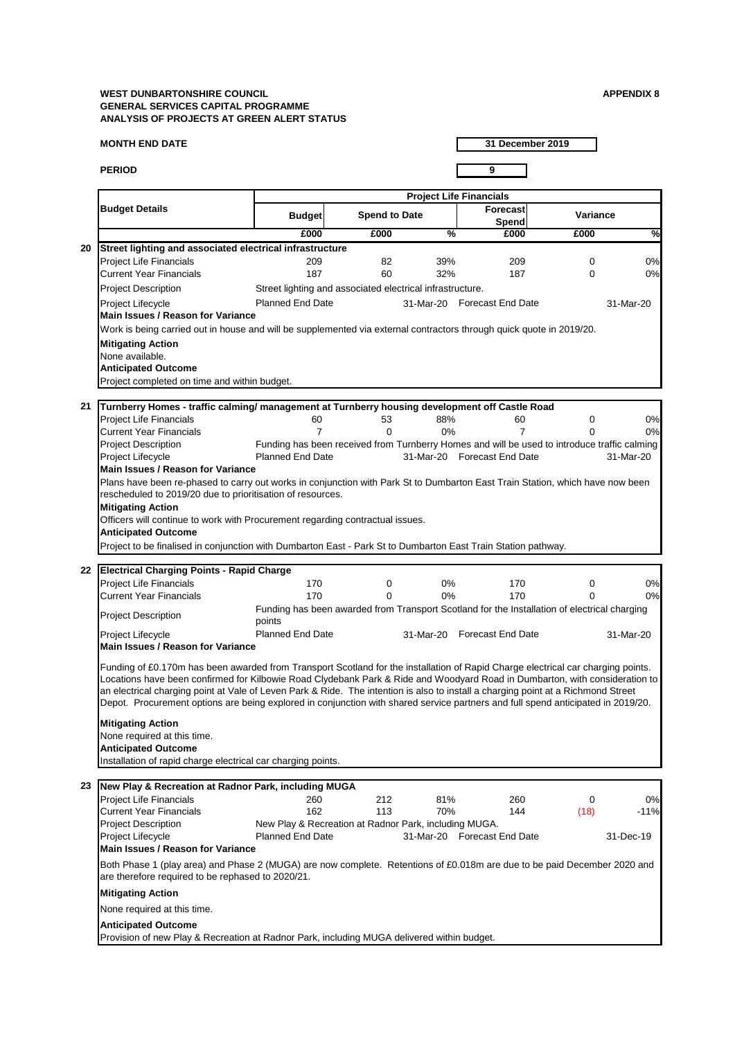**WEST DUNBARTONSHIRE COUNCIL**
**GENERAL SERVICES CAPITAL PROGRAMME**
**ANALYSIS OF PROJECTS AT GREEN ALERT STATUS**

**APPENDIX 8**

**MONTH END DATE** **31 December 2019**

**PERIOD** **9**

| | Budget Details | Project Life Financials | | | | | |
|---|---|---|---|---|---|---|---|
| | | Budget | Spend to Date | | Forecast Spend | Variance | |
| | | £000 | £000 | % | £000 | £000 | % |
| **20** | **Street lighting and associated electrical infrastructure** | | | | | | |
| | Project Life Financials | 209 | 82 | 39% | 209 | 0 | 0% |
| | Current Year Financials | 187 | 60 | 32% | 187 | 0 | 0% |
| | Project Description | Street lighting and associated electrical infrastructure. | | | | | |
| | Project Lifecycle | Planned End Date | | 31-Mar-20 | Forecast End Date | | 31-Mar-20 |

**Main Issues / Reason for Variance**

Work is being carried out in house and will be supplemented via external contractors through quick quote in 2019/20.

**Mitigating Action**

None available.

**Anticipated Outcome**

Project completed on time and within budget.

| | Budget Details | Budget | Spend to Date | % | Forecast Spend | Variance £000 | Variance % |
|---|---|---|---|---|---|---|---|
| **21** | **Turnberry Homes - traffic calming/ management at Turnberry housing development off Castle Road** | | | | | | |
| | Project Life Financials | 60 | 53 | 88% | 60 | 0 | 0% |
| | Current Year Financials | 7 | 0 | 0% | 7 | 0 | 0% |
| | Project Description | Funding has been received from Turnberry Homes and will be used to introduce traffic calming | | | | | |
| | Project Lifecycle | Planned End Date | | 31-Mar-20 | Forecast End Date | | 31-Mar-20 |

**Main Issues / Reason for Variance**

Plans have been re-phased to carry out works in conjunction with Park St to Dumbarton East Train Station, which have now been rescheduled to 2019/20 due to prioritisation of resources.

**Mitigating Action**

Officers will continue to work with Procurement regarding contractual issues.

**Anticipated Outcome**

Project to be finalised in conjunction with Dumbarton East - Park St to Dumbarton East Train Station pathway.

| | Budget Details | Budget | Spend to Date | % | Forecast Spend | Variance £000 | Variance % |
|---|---|---|---|---|---|---|---|
| **22** | **Electrical Charging Points - Rapid Charge** | | | | | | |
| | Project Life Financials | 170 | 0 | 0% | 170 | 0 | 0% |
| | Current Year Financials | 170 | 0 | 0% | 170 | 0 | 0% |
| | Project Description | Funding has been awarded from Transport Scotland for the Installation of electrical charging points | | | | | |
| | Project Lifecycle | Planned End Date | | 31-Mar-20 | Forecast End Date | | 31-Mar-20 |

**Main Issues / Reason for Variance**

Funding of £0.170m has been awarded from Transport Scotland for the installation of Rapid Charge electrical car charging points. Locations have been confirmed for Kilbowie Road Clydebank Park & Ride and Woodyard Road in Dumbarton, with consideration to an electrical charging point at Vale of Leven Park & Ride. The intention is also to install a charging point at a Richmond Street Depot. Procurement options are being explored in conjunction with shared service partners and full spend anticipated in 2019/20.

**Mitigating Action**

None required at this time.

**Anticipated Outcome**

Installation of rapid charge electrical car charging points.

| | Budget Details | Budget | Spend to Date | % | Forecast Spend | Variance £000 | Variance % |
|---|---|---|---|---|---|---|---|
| **23** | **New Play & Recreation at Radnor Park, including MUGA** | | | | | | |
| | Project Life Financials | 260 | 212 | 81% | 260 | 0 | 0% |
| | Current Year Financials | 162 | 113 | 70% | 144 | (18) | -11% |
| | Project Description | New Play & Recreation at Radnor Park, including MUGA. | | | | | |
| | Project Lifecycle | Planned End Date | | 31-Mar-20 | Forecast End Date | | 31-Dec-19 |

**Main Issues / Reason for Variance**

Both Phase 1 (play area) and Phase 2 (MUGA) are now complete. Retentions of £0.018m are due to be paid December 2020 and are therefore required to be rephased to 2020/21.

**Mitigating Action**

None required at this time.

**Anticipated Outcome**

Provision of new Play & Recreation at Radnor Park, including MUGA delivered within budget.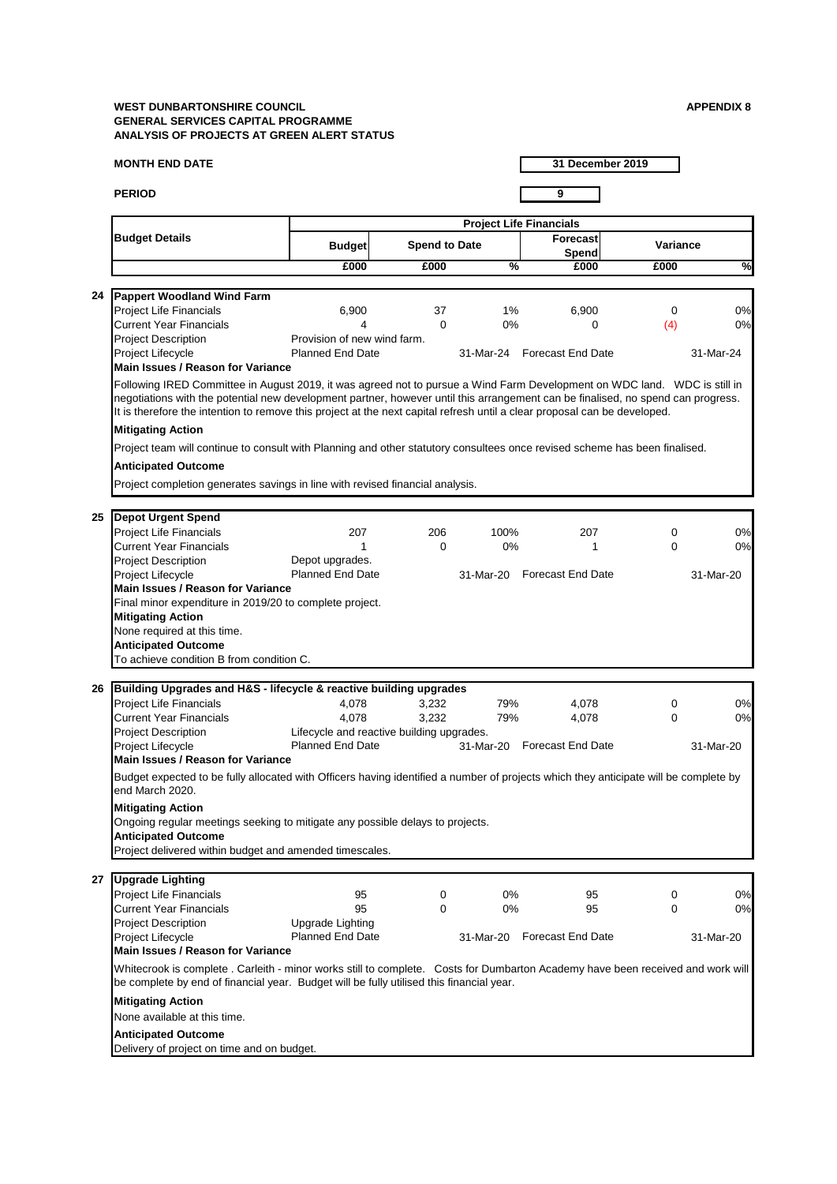**WEST DUNBARTONSHIRE COUNCIL**
**GENERAL SERVICES CAPITAL PROGRAMME**
**ANALYSIS OF PROJECTS AT GREEN ALERT STATUS**

**APPENDIX 8**

**MONTH END DATE** 31 December 2019

**PERIOD** 9

| | Budget Details | Project Life Financials | | | | | |
|---|---|---|---|---|---|---|---|
| | | Budget | Spend to Date | | Forecast Spend | Variance | |
| | | £000 | £000 | % | £000 | £000 | % |
| **24** | **Pappert Woodland Wind Farm** | | | | | | |
| | Project Life Financials | 6,900 | 37 | 1% | 6,900 | 0 | 0% |
| | Current Year Financials | 4 | 0 | 0% | 0 | (4) | 0% |
| | Project Description | Provision of new wind farm. | | | | | |
| | Project Lifecycle | Planned End Date | | 31-Mar-24 | Forecast End Date | | 31-Mar-24 |

**Main Issues / Reason for Variance**

Following IRED Committee in August 2019, it was agreed not to pursue a Wind Farm Development on WDC land. WDC is still in negotiations with the potential new development partner, however until this arrangement can be finalised, no spend can progress. It is therefore the intention to remove this project at the next capital refresh until a clear proposal can be developed.

**Mitigating Action**

Project team will continue to consult with Planning and other statutory consultees once revised scheme has been finalised.

**Anticipated Outcome**

Project completion generates savings in line with revised financial analysis.

| | Budget Details | Budget | Spend to Date | % | Forecast Spend | Variance | % |
|---|---|---|---|---|---|---|---|
| **25** | **Depot Urgent Spend** | | | | | | |
| | Project Life Financials | 207 | 206 | 100% | 207 | 0 | 0% |
| | Current Year Financials | 1 | 0 | 0% | 1 | 0 | 0% |
| | Project Description | Depot upgrades. | | | | | |
| | Project Lifecycle | Planned End Date | | 31-Mar-20 | Forecast End Date | | 31-Mar-20 |

**Main Issues / Reason for Variance**

Final minor expenditure in 2019/20 to complete project.

**Mitigating Action**

None required at this time.

**Anticipated Outcome**

To achieve condition B from condition C.

| | Budget Details | Budget | Spend to Date | % | Forecast Spend | Variance | % |
|---|---|---|---|---|---|---|---|
| **26** | **Building Upgrades and H&S - lifecycle & reactive building upgrades** | | | | | | |
| | Project Life Financials | 4,078 | 3,232 | 79% | 4,078 | 0 | 0% |
| | Current Year Financials | 4,078 | 3,232 | 79% | 4,078 | 0 | 0% |
| | Project Description | Lifecycle and reactive building upgrades. | | | | | |
| | Project Lifecycle | Planned End Date | | 31-Mar-20 | Forecast End Date | | 31-Mar-20 |

**Main Issues / Reason for Variance**

Budget expected to be fully allocated with Officers having identified a number of projects which they anticipate will be complete by end March 2020.

**Mitigating Action**

Ongoing regular meetings seeking to mitigate any possible delays to projects.

**Anticipated Outcome**

Project delivered within budget and amended timescales.

| | Budget Details | Budget | Spend to Date | % | Forecast Spend | Variance | % |
|---|---|---|---|---|---|---|---|
| **27** | **Upgrade Lighting** | | | | | | |
| | Project Life Financials | 95 | 0 | 0% | 95 | 0 | 0% |
| | Current Year Financials | 95 | 0 | 0% | 95 | 0 | 0% |
| | Project Description | Upgrade Lighting | | | | | |
| | Project Lifecycle | Planned End Date | | 31-Mar-20 | Forecast End Date | | 31-Mar-20 |

**Main Issues / Reason for Variance**

Whitecrook is complete . Carleith - minor works still to complete. Costs for Dumbarton Academy have been received and work will be complete by end of financial year. Budget will be fully utilised this financial year.

**Mitigating Action**

None available at this time.

**Anticipated Outcome**

Delivery of project on time and on budget.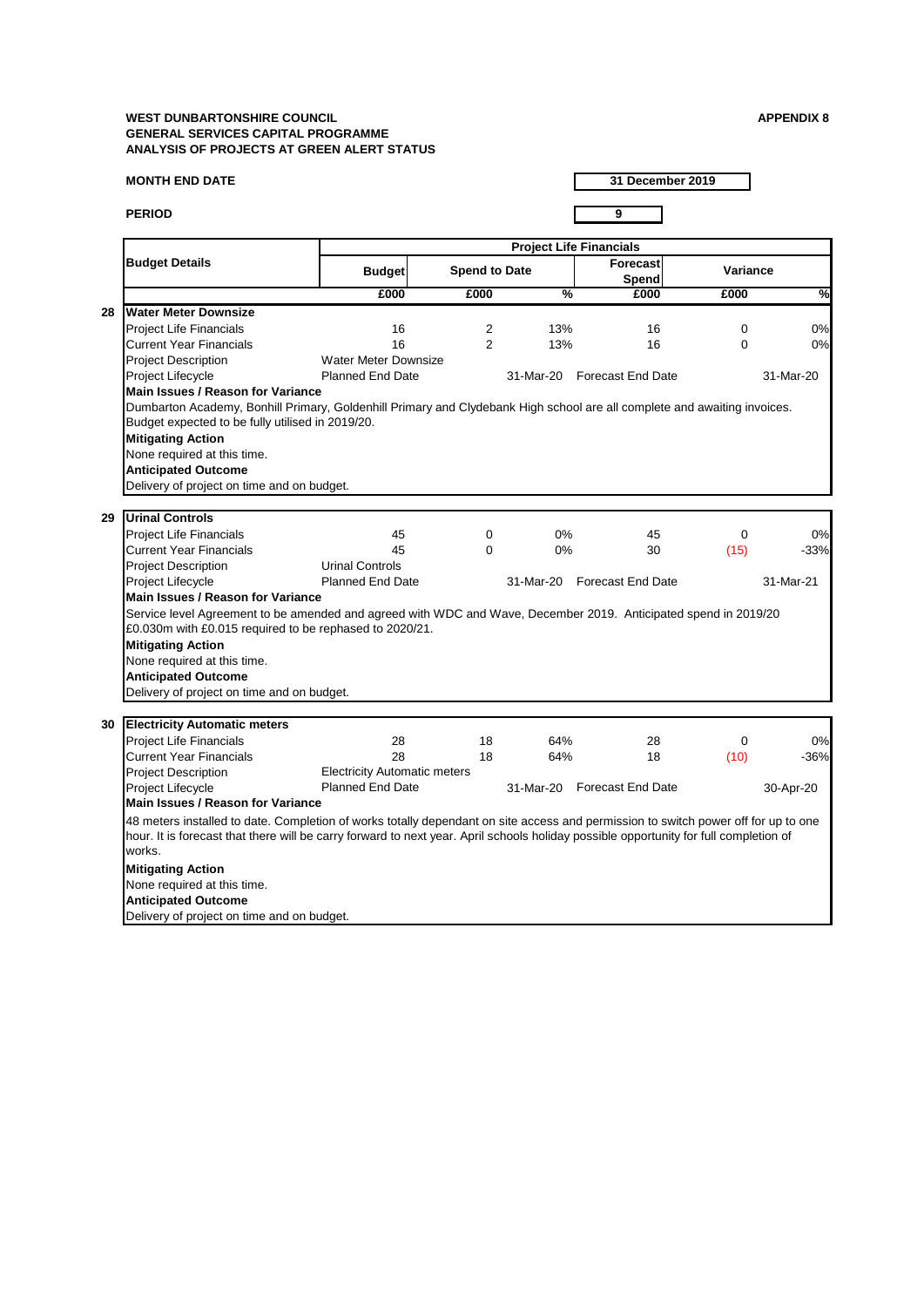**WEST DUNBARTONSHIRE COUNCIL**
**GENERAL SERVICES CAPITAL PROGRAMME**
**ANALYSIS OF PROJECTS AT GREEN ALERT STATUS**

**APPENDIX 8**

**MONTH END DATE** 31 December 2019

**PERIOD** 9

| | Budget Details | Project Life Financials | | | | | |
|---|---|---|---|---|---|---|---|
| | | Budget | Spend to Date | | Forecast Spend | Variance | |
| | | £000 | £000 | % | £000 | £000 | % |
| **28** | **Water Meter Downsize** | | | | | | |
| | Project Life Financials | 16 | 2 | 13% | 16 | 0 | 0% |
| | Current Year Financials | 16 | 2 | 13% | 16 | 0 | 0% |
| | Project Description | Water Meter Downsize | | | | | |
| | Project Lifecycle | Planned End Date | | 31-Mar-20 | Forecast End Date | | 31-Mar-20 |
| | **Main Issues / Reason for Variance** | | | | | | |
| | Dumbarton Academy, Bonhill Primary, Goldenhill Primary and Clydebank High school are all complete and awaiting invoices. Budget expected to be fully utilised in 2019/20. | | | | | | |
| | **Mitigating Action** | | | | | | |
| | None required at this time. | | | | | | |
| | **Anticipated Outcome** | | | | | | |
| | Delivery of project on time and on budget. | | | | | | |
| **29** | **Urinal Controls** | | | | | | |
| | Project Life Financials | 45 | 0 | 0% | 45 | 0 | 0% |
| | Current Year Financials | 45 | 0 | 0% | 30 | (15) | -33% |
| | Project Description | Urinal Controls | | | | | |
| | Project Lifecycle | Planned End Date | | 31-Mar-20 | Forecast End Date | | 31-Mar-21 |
| | **Main Issues / Reason for Variance** | | | | | | |
| | Service level Agreement to be amended and agreed with WDC and Wave, December 2019. Anticipated spend in 2019/20 £0.030m with £0.015 required to be rephased to 2020/21. | | | | | | |
| | **Mitigating Action** | | | | | | |
| | None required at this time. | | | | | | |
| | **Anticipated Outcome** | | | | | | |
| | Delivery of project on time and on budget. | | | | | | |
| **30** | **Electricity Automatic meters** | | | | | | |
| | Project Life Financials | 28 | 18 | 64% | 28 | 0 | 0% |
| | Current Year Financials | 28 | 18 | 64% | 18 | (10) | -36% |
| | Project Description | Electricity Automatic meters | | | | | |
| | Project Lifecycle | Planned End Date | | 31-Mar-20 | Forecast End Date | | 30-Apr-20 |
| | **Main Issues / Reason for Variance** | | | | | | |
| | 48 meters installed to date. Completion of works totally dependant on site access and permission to switch power off for up to one hour. It is forecast that there will be carry forward to next year. April schools holiday possible opportunity for full completion of works. | | | | | | |
| | **Mitigating Action** | | | | | | |
| | None required at this time. | | | | | | |
| | **Anticipated Outcome** | | | | | | |
| | Delivery of project on time and on budget. | | | | | | |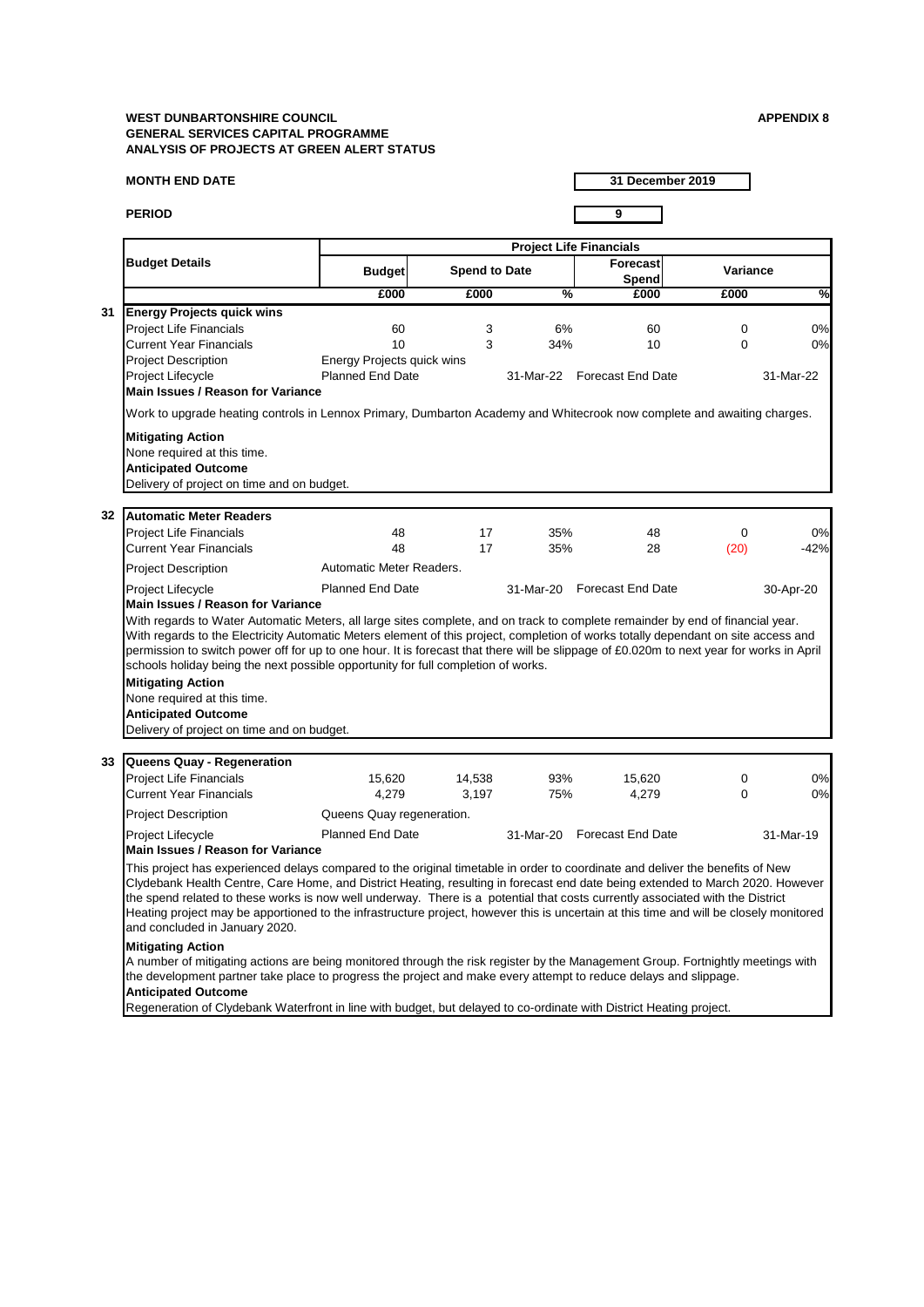**WEST DUNBARTONSHIRE COUNCIL**
**GENERAL SERVICES CAPITAL PROGRAMME**
**ANALYSIS OF PROJECTS AT GREEN ALERT STATUS**

**APPENDIX 8**

**MONTH END DATE** 31 December 2019

**PERIOD** 9

| | Budget Details | Project Life Financials | | | | | |
|---|---|---|---|---|---|---|---|
| | | Budget | Spend to Date | | Forecast Spend | Variance | |
| | | £000 | £000 | % | £000 | £000 | % |
| **31** | **Energy Projects quick wins** | | | | | | |
| | Project Life Financials | 60 | 3 | 6% | 60 | 0 | 0% |
| | Current Year Financials | 10 | 3 | 34% | 10 | 0 | 0% |
| | Project Description | Energy Projects quick wins | | | | | |
| | Project Lifecycle | Planned End Date | | 31-Mar-22 | Forecast End Date | | 31-Mar-22 |

**Main Issues / Reason for Variance**

Work to upgrade heating controls in Lennox Primary, Dumbarton Academy and Whitecrook now complete and awaiting charges.

**Mitigating Action**
None required at this time.
**Anticipated Outcome**
Delivery of project on time and on budget.

| | Budget Details | Budget | Spend to Date | % | Forecast Spend | Variance £000 | Variance % |
|---|---|---|---|---|---|---|---|
| **32** | **Automatic Meter Readers** | | | | | | |
| | Project Life Financials | 48 | 17 | 35% | 48 | 0 | 0% |
| | Current Year Financials | 48 | 17 | 35% | 28 | (20) | -42% |
| | Project Description | Automatic Meter Readers. | | | | | |
| | Project Lifecycle | Planned End Date | | 31-Mar-20 | Forecast End Date | | 30-Apr-20 |

**Main Issues / Reason for Variance**

With regards to Water Automatic Meters, all large sites complete, and on track to complete remainder by end of financial year.
With regards to the Electricity Automatic Meters element of this project, completion of works totally dependant on site access and permission to switch power off for up to one hour. It is forecast that there will be slippage of £0.020m to next year for works in April schools holiday being the next possible opportunity for full completion of works.

**Mitigating Action**
None required at this time.
**Anticipated Outcome**
Delivery of project on time and on budget.

| | Budget Details | Budget | Spend to Date | % | Forecast Spend | Variance £000 | Variance % |
|---|---|---|---|---|---|---|---|
| **33** | **Queens Quay - Regeneration** | | | | | | |
| | Project Life Financials | 15,620 | 14,538 | 93% | 15,620 | 0 | 0% |
| | Current Year Financials | 4,279 | 3,197 | 75% | 4,279 | 0 | 0% |
| | Project Description | Queens Quay regeneration. | | | | | |
| | Project Lifecycle | Planned End Date | | 31-Mar-20 | Forecast End Date | | 31-Mar-19 |

**Main Issues / Reason for Variance**

This project has experienced delays compared to the original timetable in order to coordinate and deliver the benefits of New Clydebank Health Centre, Care Home, and District Heating, resulting in forecast end date being extended to March 2020. However the spend related to these works is now well underway. There is a potential that costs currently associated with the District Heating project may be apportioned to the infrastructure project, however this is uncertain at this time and will be closely monitored and concluded in January 2020.

**Mitigating Action**
A number of mitigating actions are being monitored through the risk register by the Management Group. Fortnightly meetings with the development partner take place to progress the project and make every attempt to reduce delays and slippage.
**Anticipated Outcome**
Regeneration of Clydebank Waterfront in line with budget, but delayed to co-ordinate with District Heating project.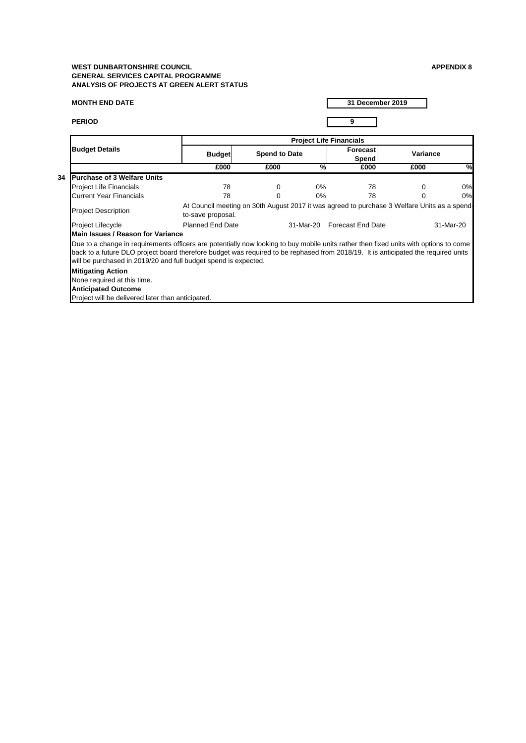**WEST DUNBARTONSHIRE COUNCIL** **APPENDIX 8**
**GENERAL SERVICES CAPITAL PROGRAMME**
**ANALYSIS OF PROJECTS AT GREEN ALERT STATUS**

**MONTH END DATE** **31 December 2019**

**PERIOD** **9**

| | Budget Details | Project Life Financials | | | | | |
|---|---|---|---|---|---|---|---|
| | | Budget | Spend to Date | | Forecast Spend | Variance | |
| | | £000 | £000 | % | £000 | £000 | % |
| 34 | **Purchase of 3 Welfare Units** | | | | | | |
| | Project Life Financials | 78 | 0 | 0% | 78 | 0 | 0% |
| | Current Year Financials | 78 | 0 | 0% | 78 | 0 | 0% |
| | Project Description | At Council meeting on 30th August 2017 it was agreed to purchase 3 Welfare Units as a spend-to-save proposal. | | | | | |
| | Project Lifecycle | Planned End Date | | 31-Mar-20 | Forecast End Date | | 31-Mar-20 |

**Main Issues / Reason for Variance**

Due to a change in requirements officers are potentially now looking to buy mobile units rather then fixed units with options to come back to a future DLO project board therefore budget was required to be rephased from 2018/19. It is anticipated the required units will be purchased in 2019/20 and full budget spend is expected.

**Mitigating Action**

None required at this time.

**Anticipated Outcome**

Project will be delivered later than anticipated.